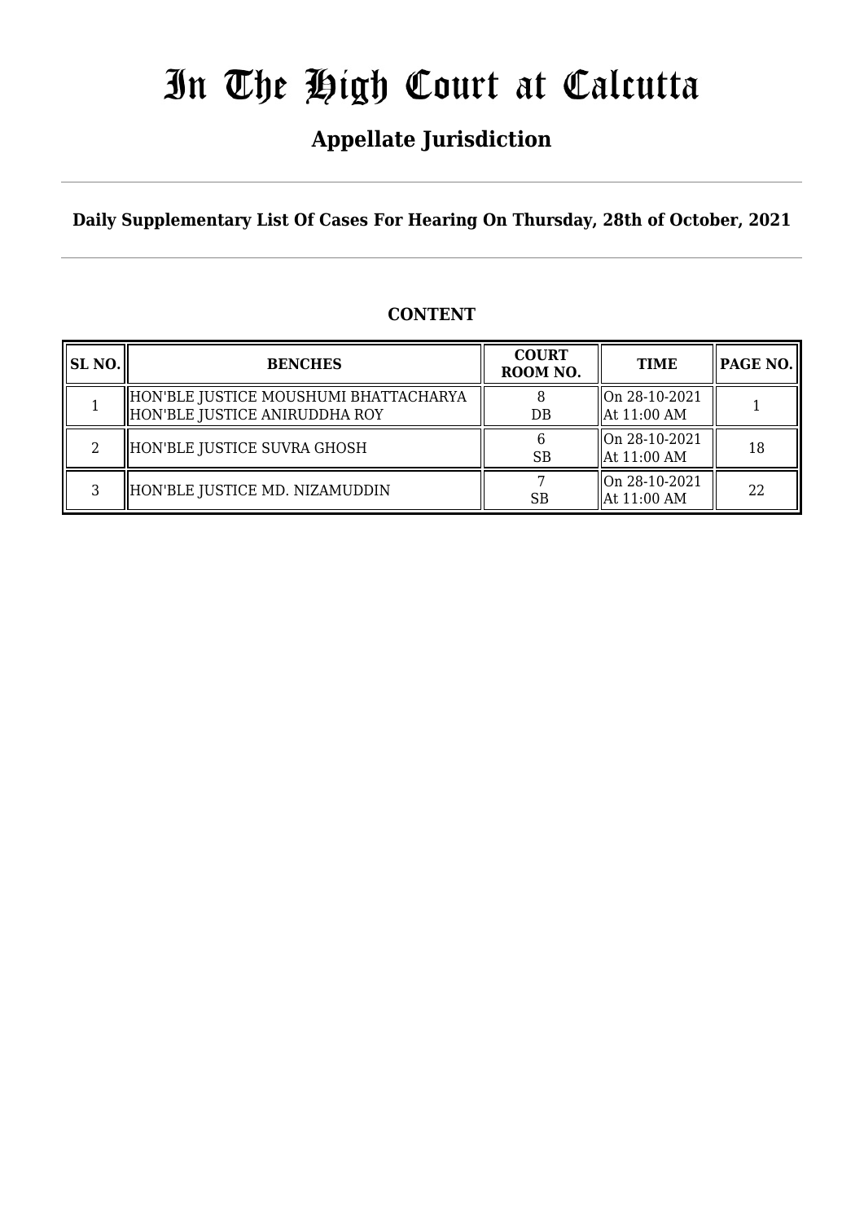# In The High Court at Calcutta

## Appellate Jurisdiction

**Daily Supplementary List Of Cases For Hearing On Thursday, 28th of October, 2021**

**CONTENT**

| SL NO. | BENCHES | COURT ROOM NO. | TIME | PAGE NO. |
|---|---|---|---|---|
| 1 | HON'BLE JUSTICE MOUSHUMI BHATTACHARYA<br>HON'BLE JUSTICE ANIRUDDHA ROY | 8<br>DB | On 28-10-2021<br>At 11:00 AM | 1 |
| 2 | HON'BLE JUSTICE SUVRA GHOSH | 6<br>SB | On 28-10-2021<br>At 11:00 AM | 18 |
| 3 | HON'BLE JUSTICE MD. NIZAMUDDIN | 7<br>SB | On 28-10-2021<br>At 11:00 AM | 22 |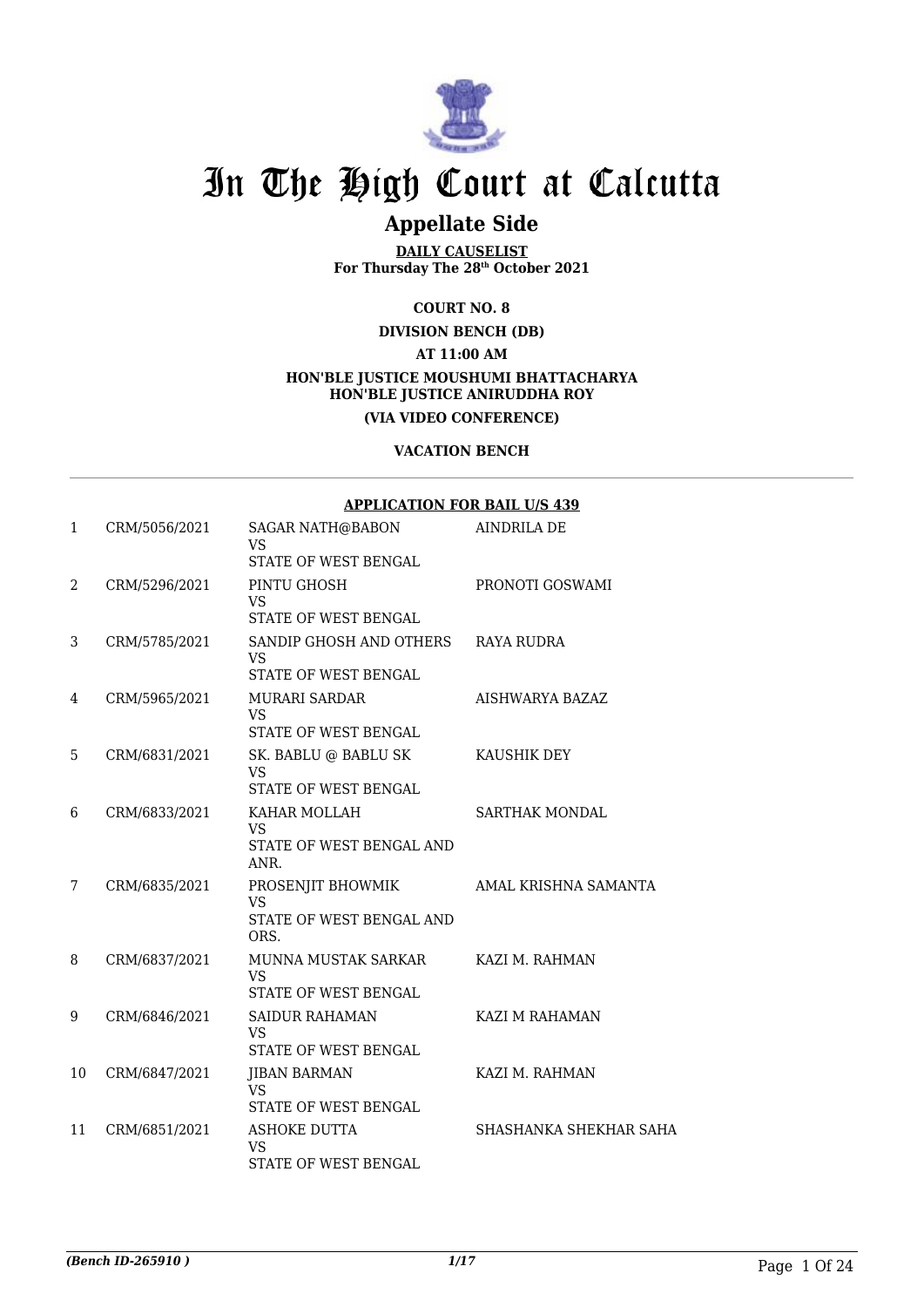# In The High Court at Calcutta

## Appellate Side

**DAILY CAUSELIST**
**For Thursday The 28th October 2021**

**COURT NO. 8**

**DIVISION BENCH (DB)**

**AT 11:00 AM**

**HON'BLE JUSTICE MOUSHUMI BHATTACHARYA**
**HON'BLE JUSTICE ANIRUDDHA ROY**

**(VIA VIDEO CONFERENCE)**

**VACATION BENCH**

**APPLICATION FOR BAIL U/S 439**

| | | | |
|---|---|---|---|
| 1 | CRM/5056/2021 | SAGAR NATH@BABON<br>VS<br>STATE OF WEST BENGAL | AINDRILA DE |
| 2 | CRM/5296/2021 | PINTU GHOSH<br>VS<br>STATE OF WEST BENGAL | PRONOTI GOSWAMI |
| 3 | CRM/5785/2021 | SANDIP GHOSH AND OTHERS<br>VS<br>STATE OF WEST BENGAL | RAYA RUDRA |
| 4 | CRM/5965/2021 | MURARI SARDAR<br>VS<br>STATE OF WEST BENGAL | AISHWARYA BAZAZ |
| 5 | CRM/6831/2021 | SK. BABLU @ BABLU SK<br>VS<br>STATE OF WEST BENGAL | KAUSHIK DEY |
| 6 | CRM/6833/2021 | KAHAR MOLLAH<br>VS<br>STATE OF WEST BENGAL AND ANR. | SARTHAK MONDAL |
| 7 | CRM/6835/2021 | PROSENJIT BHOWMIK<br>VS<br>STATE OF WEST BENGAL AND ORS. | AMAL KRISHNA SAMANTA |
| 8 | CRM/6837/2021 | MUNNA MUSTAK SARKAR<br>VS<br>STATE OF WEST BENGAL | KAZI M. RAHMAN |
| 9 | CRM/6846/2021 | SAIDUR RAHAMAN<br>VS<br>STATE OF WEST BENGAL | KAZI M RAHAMAN |
| 10 | CRM/6847/2021 | JIBAN BARMAN<br>VS<br>STATE OF WEST BENGAL | KAZI M. RAHMAN |
| 11 | CRM/6851/2021 | ASHOKE DUTTA<br>VS<br>STATE OF WEST BENGAL | SHASHANKA SHEKHAR SAHA |

*(Bench ID-265910 )* 1/17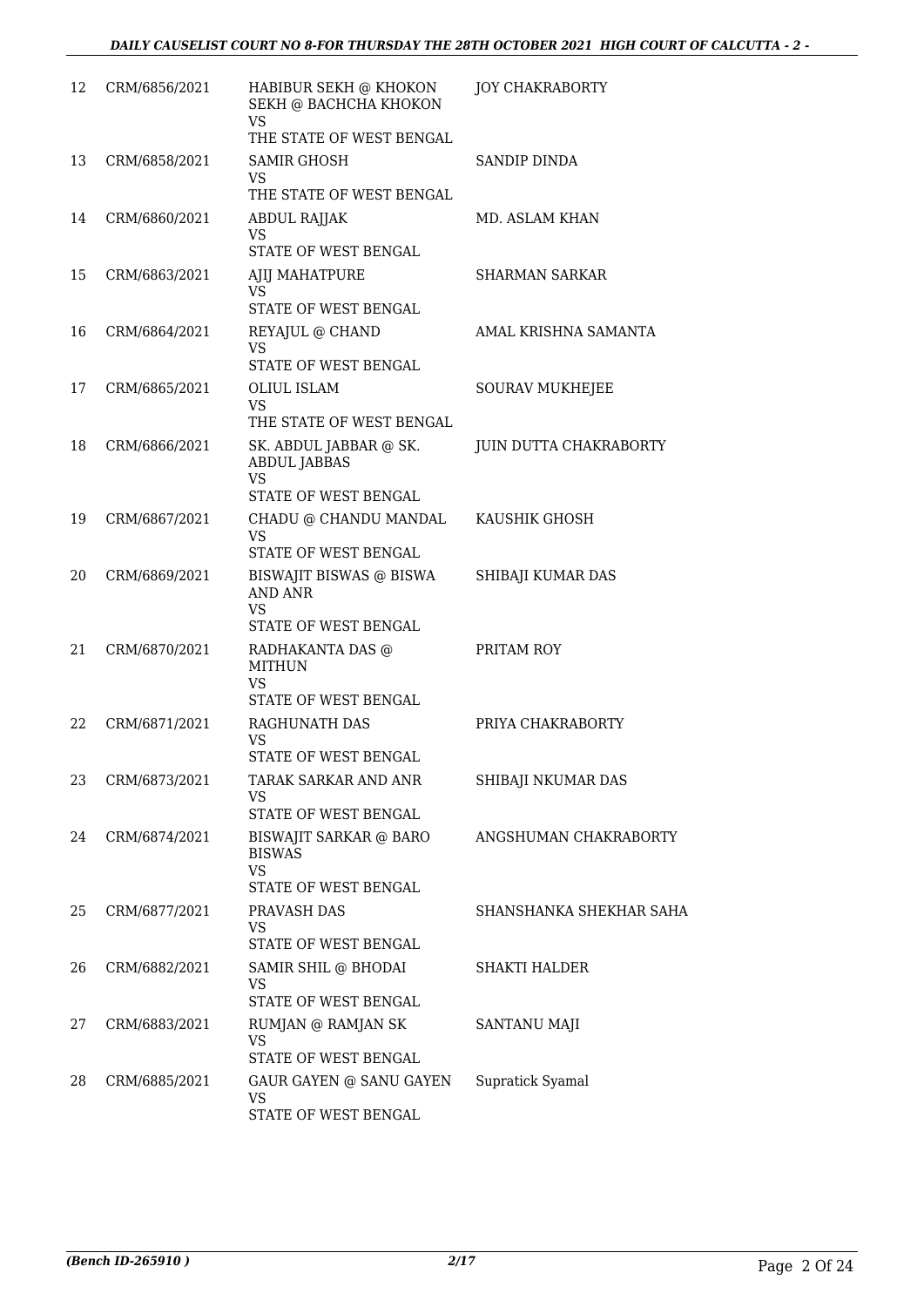| | | | |
|---|---|---|---|
| 12 | CRM/6856/2021 | HABIBUR SEKH @ KHOKON SEKH @ BACHCHA KHOKON<br>VS<br>THE STATE OF WEST BENGAL | JOY CHAKRABORTY |
| 13 | CRM/6858/2021 | SAMIR GHOSH<br>VS<br>THE STATE OF WEST BENGAL | SANDIP DINDA |
| 14 | CRM/6860/2021 | ABDUL RAJJAK<br>VS<br>STATE OF WEST BENGAL | MD. ASLAM KHAN |
| 15 | CRM/6863/2021 | AJIJ MAHATPURE<br>VS<br>STATE OF WEST BENGAL | SHARMAN SARKAR |
| 16 | CRM/6864/2021 | REYAJUL @ CHAND<br>VS<br>STATE OF WEST BENGAL | AMAL KRISHNA SAMANTA |
| 17 | CRM/6865/2021 | OLIUL ISLAM<br>VS<br>THE STATE OF WEST BENGAL | SOURAV MUKHEJEE |
| 18 | CRM/6866/2021 | SK. ABDUL JABBAR @ SK. ABDUL JABBAS<br>VS<br>STATE OF WEST BENGAL | JUIN DUTTA CHAKRABORTY |
| 19 | CRM/6867/2021 | CHADU @ CHANDU MANDAL<br>VS<br>STATE OF WEST BENGAL | KAUSHIK GHOSH |
| 20 | CRM/6869/2021 | BISWAJIT BISWAS @ BISWA AND ANR<br>VS<br>STATE OF WEST BENGAL | SHIBAJI KUMAR DAS |
| 21 | CRM/6870/2021 | RADHAKANTA DAS @ MITHUN<br>VS<br>STATE OF WEST BENGAL | PRITAM ROY |
| 22 | CRM/6871/2021 | RAGHUNATH DAS<br>VS<br>STATE OF WEST BENGAL | PRIYA CHAKRABORTY |
| 23 | CRM/6873/2021 | TARAK SARKAR AND ANR<br>VS<br>STATE OF WEST BENGAL | SHIBAJI NKUMAR DAS |
| 24 | CRM/6874/2021 | BISWAJIT SARKAR @ BARO BISWAS<br>VS<br>STATE OF WEST BENGAL | ANGSHUMAN CHAKRABORTY |
| 25 | CRM/6877/2021 | PRAVASH DAS<br>VS<br>STATE OF WEST BENGAL | SHANSHANKA SHEKHAR SAHA |
| 26 | CRM/6882/2021 | SAMIR SHIL @ BHODAI<br>VS<br>STATE OF WEST BENGAL | SHAKTI HALDER |
| 27 | CRM/6883/2021 | RUMJAN @ RAMJAN SK<br>VS<br>STATE OF WEST BENGAL | SANTANU MAJI |
| 28 | CRM/6885/2021 | GAUR GAYEN @ SANU GAYEN<br>VS<br>STATE OF WEST BENGAL | Supratick Syamal |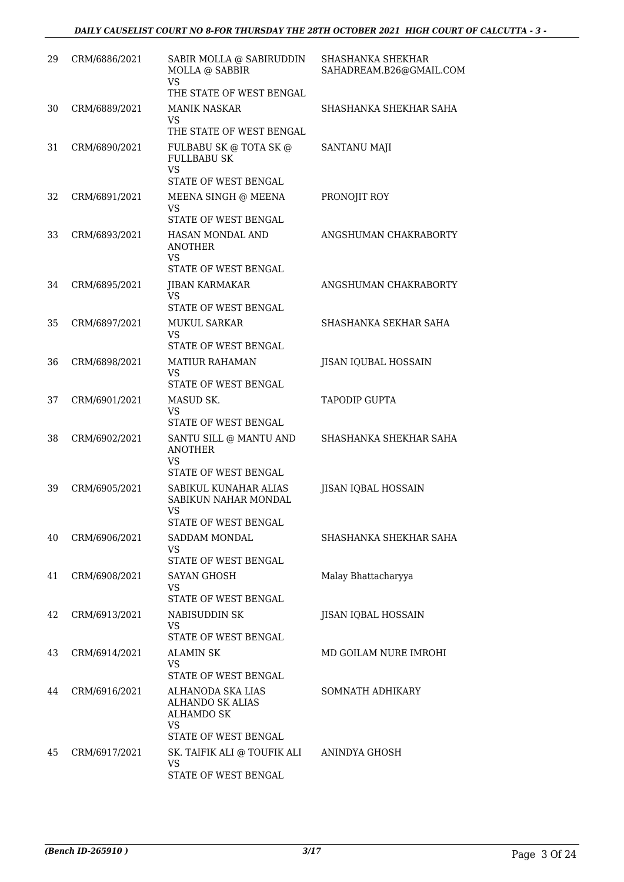| 29 | CRM/6886/2021 | SABIR MOLLA @ SABIRUDDIN MOLLA @ SABBIR VS THE STATE OF WEST BENGAL | SHASHANKA SHEKHAR SAHADREAM.B26@GMAIL.COM |
|---|---|---|---|
| 30 | CRM/6889/2021 | MANIK NASKAR VS THE STATE OF WEST BENGAL | SHASHANKA SHEKHAR SAHA |
| 31 | CRM/6890/2021 | FULBABU SK @ TOTA SK @ FULLBABU SK VS STATE OF WEST BENGAL | SANTANU MAJI |
| 32 | CRM/6891/2021 | MEENA SINGH @ MEENA VS STATE OF WEST BENGAL | PRONOJIT ROY |
| 33 | CRM/6893/2021 | HASAN MONDAL AND ANOTHER VS STATE OF WEST BENGAL | ANGSHUMAN CHAKRABORTY |
| 34 | CRM/6895/2021 | JIBAN KARMAKAR VS STATE OF WEST BENGAL | ANGSHUMAN CHAKRABORTY |
| 35 | CRM/6897/2021 | MUKUL SARKAR VS STATE OF WEST BENGAL | SHASHANKA SEKHAR SAHA |
| 36 | CRM/6898/2021 | MATIUR RAHAMAN VS STATE OF WEST BENGAL | JISAN IQUBAL HOSSAIN |
| 37 | CRM/6901/2021 | MASUD SK. VS STATE OF WEST BENGAL | TAPODIP GUPTA |
| 38 | CRM/6902/2021 | SANTU SILL @ MANTU AND ANOTHER VS STATE OF WEST BENGAL | SHASHANKA SHEKHAR SAHA |
| 39 | CRM/6905/2021 | SABIKUL KUNAHAR ALIAS SABIKUN NAHAR MONDAL VS STATE OF WEST BENGAL | JISAN IQBAL HOSSAIN |
| 40 | CRM/6906/2021 | SADDAM MONDAL VS STATE OF WEST BENGAL | SHASHANKA SHEKHAR SAHA |
| 41 | CRM/6908/2021 | SAYAN GHOSH VS STATE OF WEST BENGAL | Malay Bhattacharyya |
| 42 | CRM/6913/2021 | NABISUDDIN SK VS STATE OF WEST BENGAL | JISAN IQBAL HOSSAIN |
| 43 | CRM/6914/2021 | ALAMIN SK VS STATE OF WEST BENGAL | MD GOILAM NURE IMROHI |
| 44 | CRM/6916/2021 | ALHANODA SKA LIAS ALHANDO SK ALIAS ALHAMDO SK VS STATE OF WEST BENGAL | SOMNATH ADHIKARY |
| 45 | CRM/6917/2021 | SK. TAIFIK ALI @ TOUFIK ALI VS STATE OF WEST BENGAL | ANINDYA GHOSH |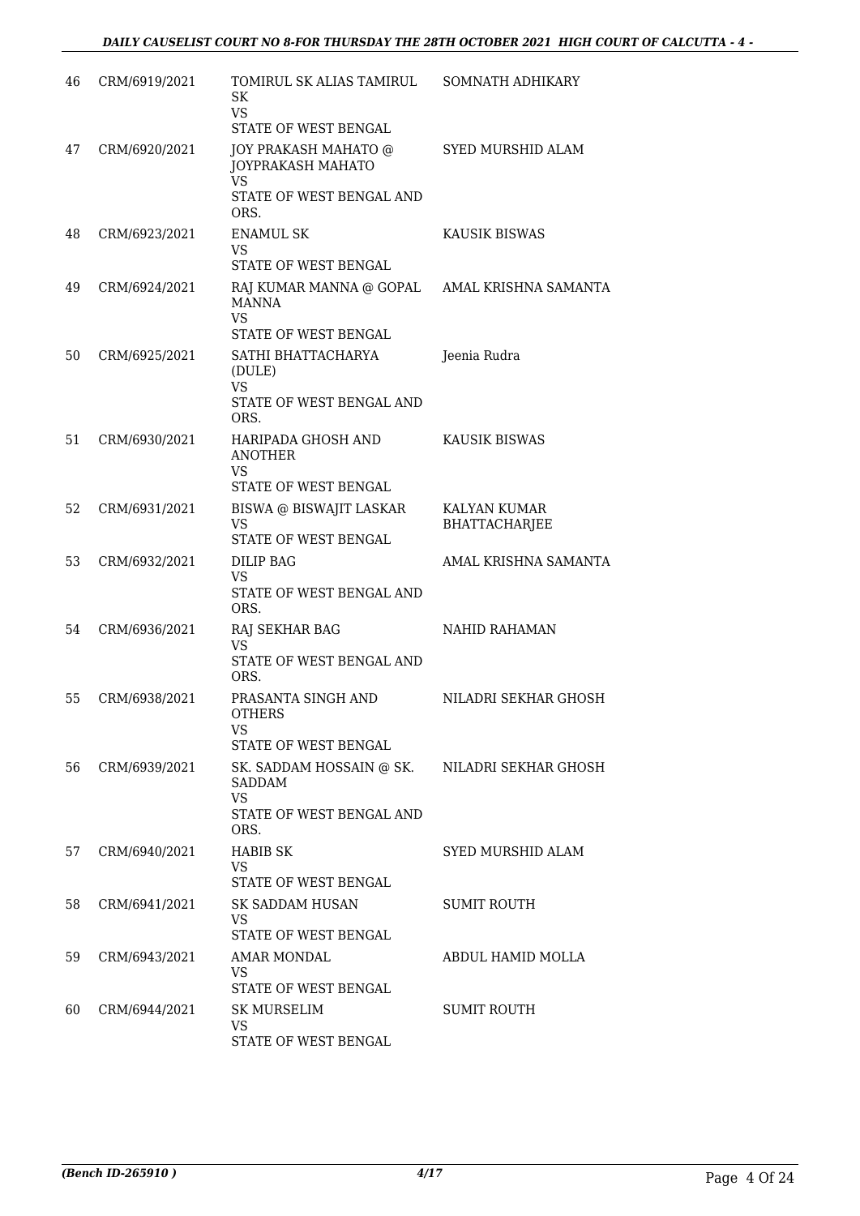| 46 | CRM/6919/2021 | TOMIRUL SK ALIAS TAMIRUL SK<br>VS<br>STATE OF WEST BENGAL | SOMNATH ADHIKARY |
|---|---|---|---|
| 47 | CRM/6920/2021 | JOY PRAKASH MAHATO @ JOYPRAKASH MAHATO<br>VS<br>STATE OF WEST BENGAL AND ORS. | SYED MURSHID ALAM |
| 48 | CRM/6923/2021 | ENAMUL SK<br>VS<br>STATE OF WEST BENGAL | KAUSIK BISWAS |
| 49 | CRM/6924/2021 | RAJ KUMAR MANNA @ GOPAL MANNA<br>VS<br>STATE OF WEST BENGAL | AMAL KRISHNA SAMANTA |
| 50 | CRM/6925/2021 | SATHI BHATTACHARYA (DULE)<br>VS<br>STATE OF WEST BENGAL AND ORS. | Jeenia Rudra |
| 51 | CRM/6930/2021 | HARIPADA GHOSH AND ANOTHER<br>VS<br>STATE OF WEST BENGAL | KAUSIK BISWAS |
| 52 | CRM/6931/2021 | BISWA @ BISWAJIT LASKAR<br>VS<br>STATE OF WEST BENGAL | KALYAN KUMAR BHATTACHARJEE |
| 53 | CRM/6932/2021 | DILIP BAG<br>VS<br>STATE OF WEST BENGAL AND ORS. | AMAL KRISHNA SAMANTA |
| 54 | CRM/6936/2021 | RAJ SEKHAR BAG<br>VS<br>STATE OF WEST BENGAL AND ORS. | NAHID RAHAMAN |
| 55 | CRM/6938/2021 | PRASANTA SINGH AND OTHERS<br>VS<br>STATE OF WEST BENGAL | NILADRI SEKHAR GHOSH |
| 56 | CRM/6939/2021 | SK. SADDAM HOSSAIN @ SK. SADDAM<br>VS<br>STATE OF WEST BENGAL AND ORS. | NILADRI SEKHAR GHOSH |
| 57 | CRM/6940/2021 | HABIB SK<br>VS<br>STATE OF WEST BENGAL | SYED MURSHID ALAM |
| 58 | CRM/6941/2021 | SK SADDAM HUSAN<br>VS<br>STATE OF WEST BENGAL | SUMIT ROUTH |
| 59 | CRM/6943/2021 | AMAR MONDAL<br>VS<br>STATE OF WEST BENGAL | ABDUL HAMID MOLLA |
| 60 | CRM/6944/2021 | SK MURSELIM<br>VS<br>STATE OF WEST BENGAL | SUMIT ROUTH |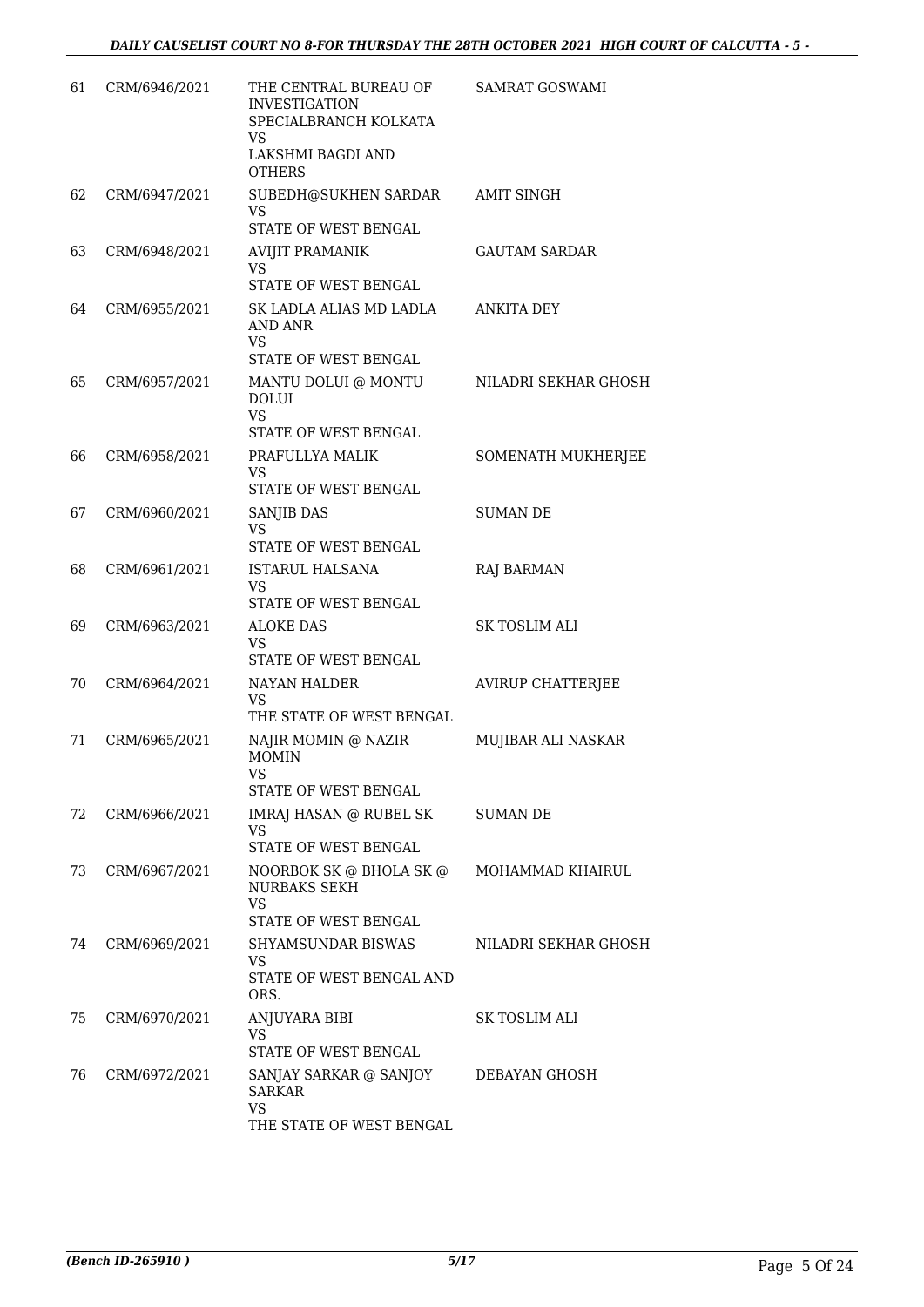| 61 | CRM/6946/2021 | THE CENTRAL BUREAU OF INVESTIGATION SPECIALBRANCH KOLKATA VS LAKSHMI BAGDI AND OTHERS | SAMRAT GOSWAMI |
|---|---|---|---|
| 62 | CRM/6947/2021 | SUBEDH@SUKHEN SARDAR VS STATE OF WEST BENGAL | AMIT SINGH |
| 63 | CRM/6948/2021 | AVIJIT PRAMANIK VS STATE OF WEST BENGAL | GAUTAM SARDAR |
| 64 | CRM/6955/2021 | SK LADLA ALIAS MD LADLA AND ANR VS STATE OF WEST BENGAL | ANKITA DEY |
| 65 | CRM/6957/2021 | MANTU DOLUI @ MONTU DOLUI VS STATE OF WEST BENGAL | NILADRI SEKHAR GHOSH |
| 66 | CRM/6958/2021 | PRAFULLYA MALIK VS STATE OF WEST BENGAL | SOMENATH MUKHERJEE |
| 67 | CRM/6960/2021 | SANJIB DAS VS STATE OF WEST BENGAL | SUMAN DE |
| 68 | CRM/6961/2021 | ISTARUL HALSANA VS STATE OF WEST BENGAL | RAJ BARMAN |
| 69 | CRM/6963/2021 | ALOKE DAS VS STATE OF WEST BENGAL | SK TOSLIM ALI |
| 70 | CRM/6964/2021 | NAYAN HALDER VS THE STATE OF WEST BENGAL | AVIRUP CHATTERJEE |
| 71 | CRM/6965/2021 | NAJIR MOMIN @ NAZIR MOMIN VS STATE OF WEST BENGAL | MUJIBAR ALI NASKAR |
| 72 | CRM/6966/2021 | IMRAJ HASAN @ RUBEL SK VS STATE OF WEST BENGAL | SUMAN DE |
| 73 | CRM/6967/2021 | NOORBOK SK @ BHOLA SK @ NURBAKS SEKH VS STATE OF WEST BENGAL | MOHAMMAD KHAIRUL |
| 74 | CRM/6969/2021 | SHYAMSUNDAR BISWAS VS STATE OF WEST BENGAL AND ORS. | NILADRI SEKHAR GHOSH |
| 75 | CRM/6970/2021 | ANJUYARA BIBI VS STATE OF WEST BENGAL | SK TOSLIM ALI |
| 76 | CRM/6972/2021 | SANJAY SARKAR @ SANJOY SARKAR VS THE STATE OF WEST BENGAL | DEBAYAN GHOSH |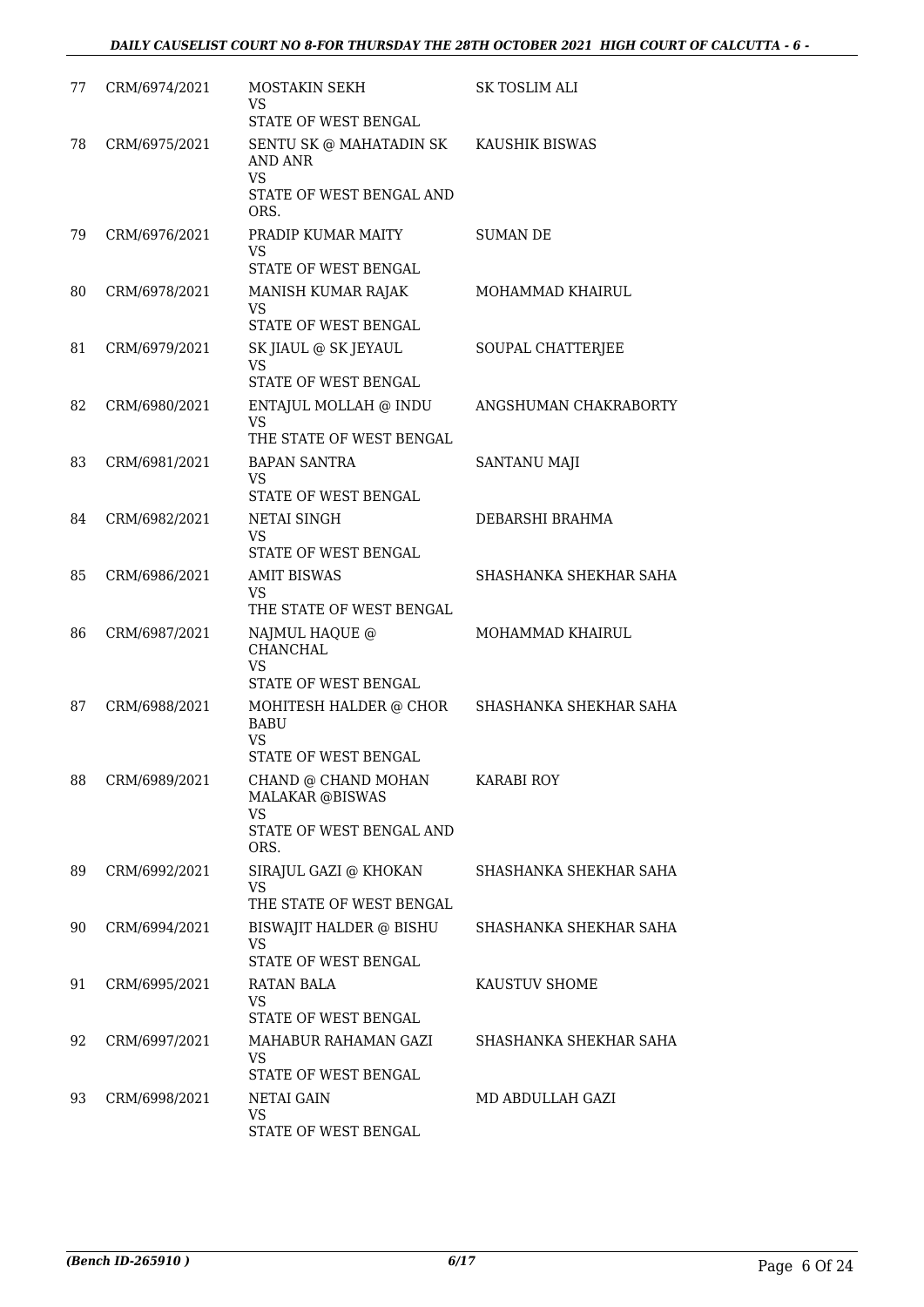| 77 | CRM/6974/2021 | MOSTAKIN SEKH<br>VS<br>STATE OF WEST BENGAL | SK TOSLIM ALI |
|---|---|---|---|
| 78 | CRM/6975/2021 | SENTU SK @ MAHATADIN SK AND ANR<br>VS<br>STATE OF WEST BENGAL AND ORS. | KAUSHIK BISWAS |
| 79 | CRM/6976/2021 | PRADIP KUMAR MAITY<br>VS<br>STATE OF WEST BENGAL | SUMAN DE |
| 80 | CRM/6978/2021 | MANISH KUMAR RAJAK<br>VS<br>STATE OF WEST BENGAL | MOHAMMAD KHAIRUL |
| 81 | CRM/6979/2021 | SK JIAUL @ SK JEYAUL<br>VS<br>STATE OF WEST BENGAL | SOUPAL CHATTERJEE |
| 82 | CRM/6980/2021 | ENTAJUL MOLLAH @ INDU<br>VS<br>THE STATE OF WEST BENGAL | ANGSHUMAN CHAKRABORTY |
| 83 | CRM/6981/2021 | BAPAN SANTRA<br>VS<br>STATE OF WEST BENGAL | SANTANU MAJI |
| 84 | CRM/6982/2021 | NETAI SINGH<br>VS<br>STATE OF WEST BENGAL | DEBARSHI BRAHMA |
| 85 | CRM/6986/2021 | AMIT BISWAS<br>VS<br>THE STATE OF WEST BENGAL | SHASHANKA SHEKHAR SAHA |
| 86 | CRM/6987/2021 | NAJMUL HAQUE @ CHANCHAL<br>VS<br>STATE OF WEST BENGAL | MOHAMMAD KHAIRUL |
| 87 | CRM/6988/2021 | MOHITESH HALDER @ CHOR BABU<br>VS<br>STATE OF WEST BENGAL | SHASHANKA SHEKHAR SAHA |
| 88 | CRM/6989/2021 | CHAND @ CHAND MOHAN MALAKAR @BISWAS<br>VS<br>STATE OF WEST BENGAL AND ORS. | KARABI ROY |
| 89 | CRM/6992/2021 | SIRAJUL GAZI @ KHOKAN<br>VS<br>THE STATE OF WEST BENGAL | SHASHANKA SHEKHAR SAHA |
| 90 | CRM/6994/2021 | BISWAJIT HALDER @ BISHU<br>VS<br>STATE OF WEST BENGAL | SHASHANKA SHEKHAR SAHA |
| 91 | CRM/6995/2021 | RATAN BALA<br>VS<br>STATE OF WEST BENGAL | KAUSTUV SHOME |
| 92 | CRM/6997/2021 | MAHABUR RAHAMAN GAZI<br>VS<br>STATE OF WEST BENGAL | SHASHANKA SHEKHAR SAHA |
| 93 | CRM/6998/2021 | NETAI GAIN<br>VS<br>STATE OF WEST BENGAL | MD ABDULLAH GAZI |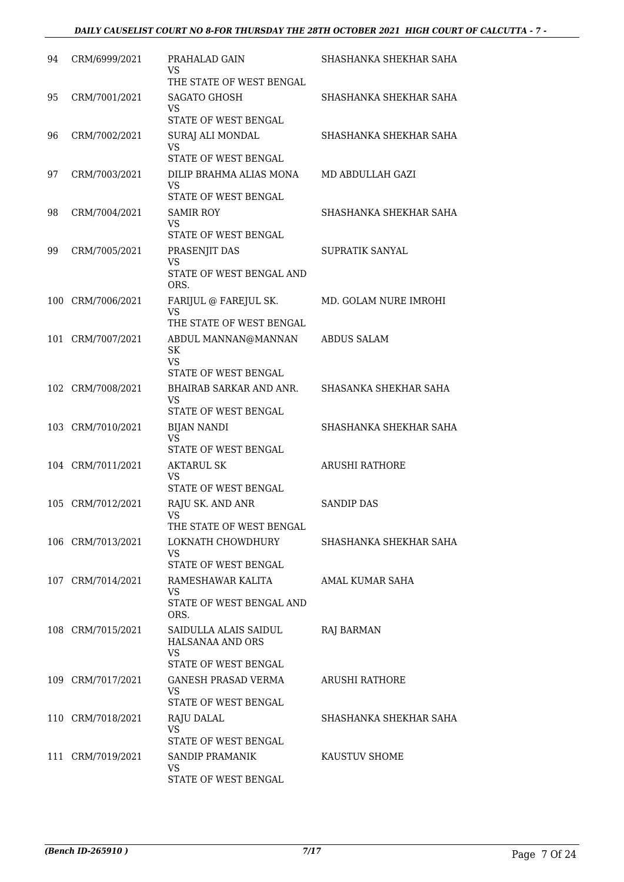| | | | |
|---|---|---|---|
| 94 | CRM/6999/2021 | PRAHALAD GAIN<br>VS<br>THE STATE OF WEST BENGAL | SHASHANKA SHEKHAR SAHA |
| 95 | CRM/7001/2021 | SAGATO GHOSH<br>VS<br>STATE OF WEST BENGAL | SHASHANKA SHEKHAR SAHA |
| 96 | CRM/7002/2021 | SURAJ ALI MONDAL<br>VS<br>STATE OF WEST BENGAL | SHASHANKA SHEKHAR SAHA |
| 97 | CRM/7003/2021 | DILIP BRAHMA ALIAS MONA<br>VS<br>STATE OF WEST BENGAL | MD ABDULLAH GAZI |
| 98 | CRM/7004/2021 | SAMIR ROY<br>VS<br>STATE OF WEST BENGAL | SHASHANKA SHEKHAR SAHA |
| 99 | CRM/7005/2021 | PRASENJIT DAS<br>VS<br>STATE OF WEST BENGAL AND ORS. | SUPRATIK SANYAL |
| 100 | CRM/7006/2021 | FARIJUL @ FAREJUL SK.<br>VS<br>THE STATE OF WEST BENGAL | MD. GOLAM NURE IMROHI |
| 101 | CRM/7007/2021 | ABDUL MANNAN@MANNAN SK<br>VS<br>STATE OF WEST BENGAL | ABDUS SALAM |
| 102 | CRM/7008/2021 | BHAIRAB SARKAR AND ANR.<br>VS<br>STATE OF WEST BENGAL | SHASANKA SHEKHAR SAHA |
| 103 | CRM/7010/2021 | BIJAN NANDI<br>VS<br>STATE OF WEST BENGAL | SHASHANKA SHEKHAR SAHA |
| 104 | CRM/7011/2021 | AKTARUL SK<br>VS<br>STATE OF WEST BENGAL | ARUSHI RATHORE |
| 105 | CRM/7012/2021 | RAJU SK. AND ANR<br>VS<br>THE STATE OF WEST BENGAL | SANDIP DAS |
| 106 | CRM/7013/2021 | LOKNATH CHOWDHURY<br>VS<br>STATE OF WEST BENGAL | SHASHANKA SHEKHAR SAHA |
| 107 | CRM/7014/2021 | RAMESHAWAR KALITA<br>VS<br>STATE OF WEST BENGAL AND ORS. | AMAL KUMAR SAHA |
| 108 | CRM/7015/2021 | SAIDULLA ALAIS SAIDUL HALSANAA AND ORS<br>VS<br>STATE OF WEST BENGAL | RAJ BARMAN |
| 109 | CRM/7017/2021 | GANESH PRASAD VERMA<br>VS<br>STATE OF WEST BENGAL | ARUSHI RATHORE |
| 110 | CRM/7018/2021 | RAJU DALAL<br>VS<br>STATE OF WEST BENGAL | SHASHANKA SHEKHAR SAHA |
| 111 | CRM/7019/2021 | SANDIP PRAMANIK<br>VS<br>STATE OF WEST BENGAL | KAUSTUV SHOME |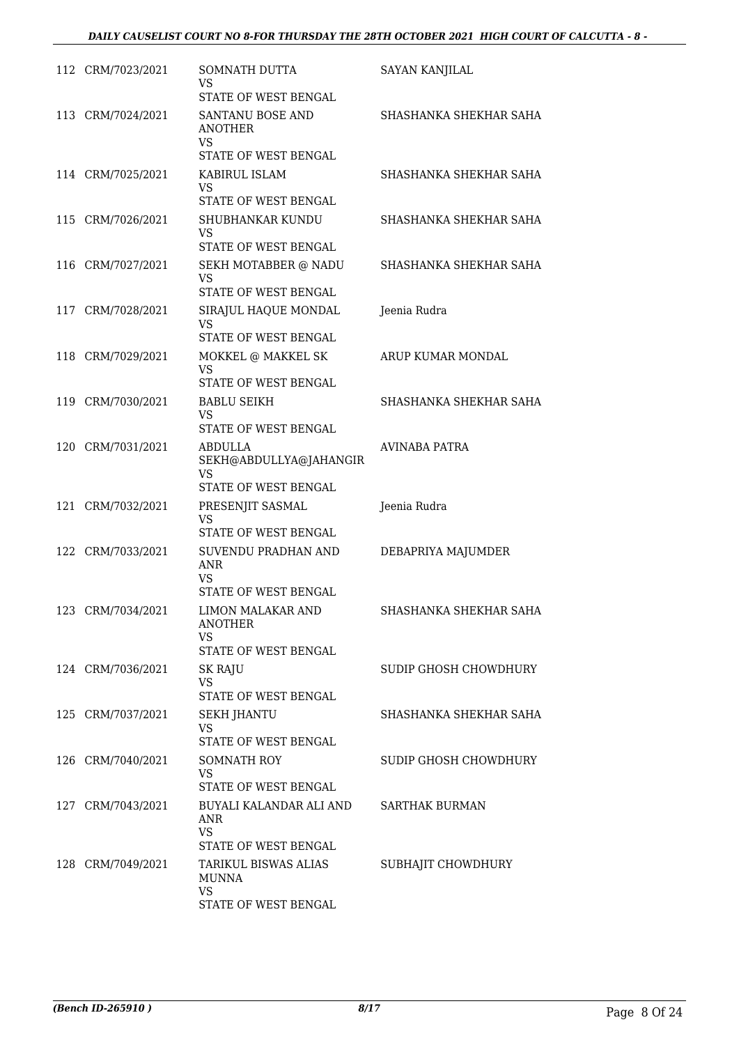| | | | |
|---|---|---|---|
| 112 | CRM/7023/2021 | SOMNATH DUTTA<br>VS<br>STATE OF WEST BENGAL | SAYAN KANJILAL |
| 113 | CRM/7024/2021 | SANTANU BOSE AND ANOTHER<br>VS<br>STATE OF WEST BENGAL | SHASHANKA SHEKHAR SAHA |
| 114 | CRM/7025/2021 | KABIRUL ISLAM<br>VS<br>STATE OF WEST BENGAL | SHASHANKA SHEKHAR SAHA |
| 115 | CRM/7026/2021 | SHUBHANKAR KUNDU<br>VS<br>STATE OF WEST BENGAL | SHASHANKA SHEKHAR SAHA |
| 116 | CRM/7027/2021 | SEKH MOTABBER @ NADU<br>VS<br>STATE OF WEST BENGAL | SHASHANKA SHEKHAR SAHA |
| 117 | CRM/7028/2021 | SIRAJUL HAQUE MONDAL<br>VS<br>STATE OF WEST BENGAL | Jeenia Rudra |
| 118 | CRM/7029/2021 | MOKKEL @ MAKKEL SK<br>VS<br>STATE OF WEST BENGAL | ARUP KUMAR MONDAL |
| 119 | CRM/7030/2021 | BABLU SEIKH<br>VS<br>STATE OF WEST BENGAL | SHASHANKA SHEKHAR SAHA |
| 120 | CRM/7031/2021 | ABDULLA SEKH@ABDULLYA@JAHANGIR<br>VS<br>STATE OF WEST BENGAL | AVINABA PATRA |
| 121 | CRM/7032/2021 | PRESENJIT SASMAL<br>VS<br>STATE OF WEST BENGAL | Jeenia Rudra |
| 122 | CRM/7033/2021 | SUVENDU PRADHAN AND ANR<br>VS<br>STATE OF WEST BENGAL | DEBAPRIYA MAJUMDER |
| 123 | CRM/7034/2021 | LIMON MALAKAR AND ANOTHER<br>VS<br>STATE OF WEST BENGAL | SHASHANKA SHEKHAR SAHA |
| 124 | CRM/7036/2021 | SK RAJU<br>VS<br>STATE OF WEST BENGAL | SUDIP GHOSH CHOWDHURY |
| 125 | CRM/7037/2021 | SEKH JHANTU<br>VS<br>STATE OF WEST BENGAL | SHASHANKA SHEKHAR SAHA |
| 126 | CRM/7040/2021 | SOMNATH ROY<br>VS<br>STATE OF WEST BENGAL | SUDIP GHOSH CHOWDHURY |
| 127 | CRM/7043/2021 | BUYALI KALANDAR ALI AND ANR<br>VS<br>STATE OF WEST BENGAL | SARTHAK BURMAN |
| 128 | CRM/7049/2021 | TARIKUL BISWAS ALIAS MUNNA<br>VS<br>STATE OF WEST BENGAL | SUBHAJIT CHOWDHURY |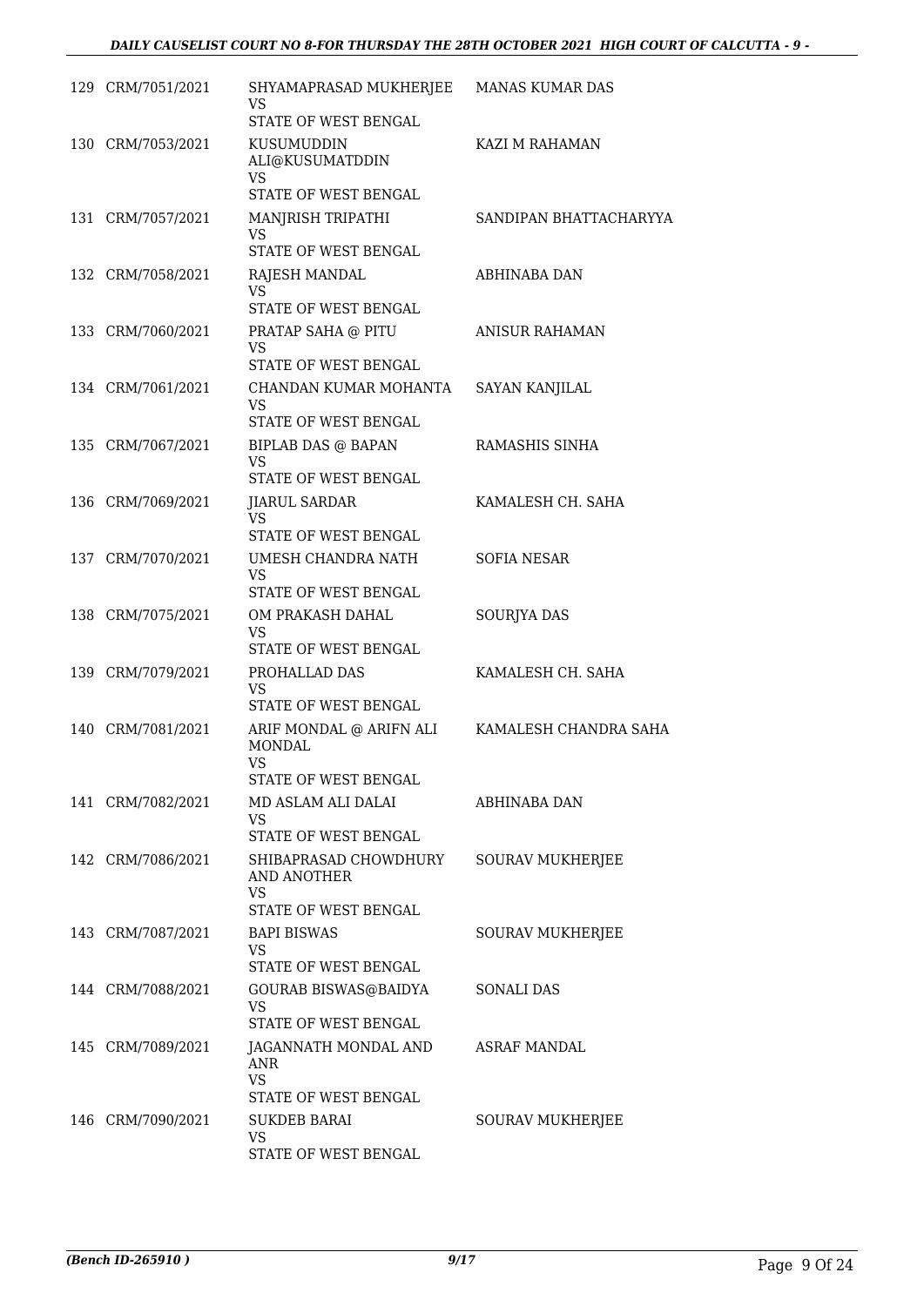| | | | |
|---|---|---|---|
| 129 | CRM/7051/2021 | SHYAMAPRASAD MUKHERJEE<br>VS<br>STATE OF WEST BENGAL | MANAS KUMAR DAS |
| 130 | CRM/7053/2021 | KUSUMUDDIN ALI@KUSUMATDDIN<br>VS<br>STATE OF WEST BENGAL | KAZI M RAHAMAN |
| 131 | CRM/7057/2021 | MANJRISH TRIPATHI<br>VS<br>STATE OF WEST BENGAL | SANDIPAN BHATTACHARYYA |
| 132 | CRM/7058/2021 | RAJESH MANDAL<br>VS<br>STATE OF WEST BENGAL | ABHINABA DAN |
| 133 | CRM/7060/2021 | PRATAP SAHA @ PITU<br>VS<br>STATE OF WEST BENGAL | ANISUR RAHAMAN |
| 134 | CRM/7061/2021 | CHANDAN KUMAR MOHANTA<br>VS<br>STATE OF WEST BENGAL | SAYAN KANJILAL |
| 135 | CRM/7067/2021 | BIPLAB DAS @ BAPAN<br>VS<br>STATE OF WEST BENGAL | RAMASHIS SINHA |
| 136 | CRM/7069/2021 | JIARUL SARDAR<br>VS<br>STATE OF WEST BENGAL | KAMALESH CH. SAHA |
| 137 | CRM/7070/2021 | UMESH CHANDRA NATH<br>VS<br>STATE OF WEST BENGAL | SOFIA NESAR |
| 138 | CRM/7075/2021 | OM PRAKASH DAHAL<br>VS<br>STATE OF WEST BENGAL | SOURJYA DAS |
| 139 | CRM/7079/2021 | PROHALLAD DAS<br>VS<br>STATE OF WEST BENGAL | KAMALESH CH. SAHA |
| 140 | CRM/7081/2021 | ARIF MONDAL @ ARIFN ALI MONDAL<br>VS<br>STATE OF WEST BENGAL | KAMALESH CHANDRA SAHA |
| 141 | CRM/7082/2021 | MD ASLAM ALI DALAI<br>VS<br>STATE OF WEST BENGAL | ABHINABA DAN |
| 142 | CRM/7086/2021 | SHIBAPRASAD CHOWDHURY AND ANOTHER<br>VS<br>STATE OF WEST BENGAL | SOURAV MUKHERJEE |
| 143 | CRM/7087/2021 | BAPI BISWAS<br>VS<br>STATE OF WEST BENGAL | SOURAV MUKHERJEE |
| 144 | CRM/7088/2021 | GOURAB BISWAS@BAIDYA<br>VS<br>STATE OF WEST BENGAL | SONALI DAS |
| 145 | CRM/7089/2021 | JAGANNATH MONDAL AND ANR<br>VS<br>STATE OF WEST BENGAL | ASRAF MANDAL |
| 146 | CRM/7090/2021 | SUKDEB BARAI<br>VS<br>STATE OF WEST BENGAL | SOURAV MUKHERJEE |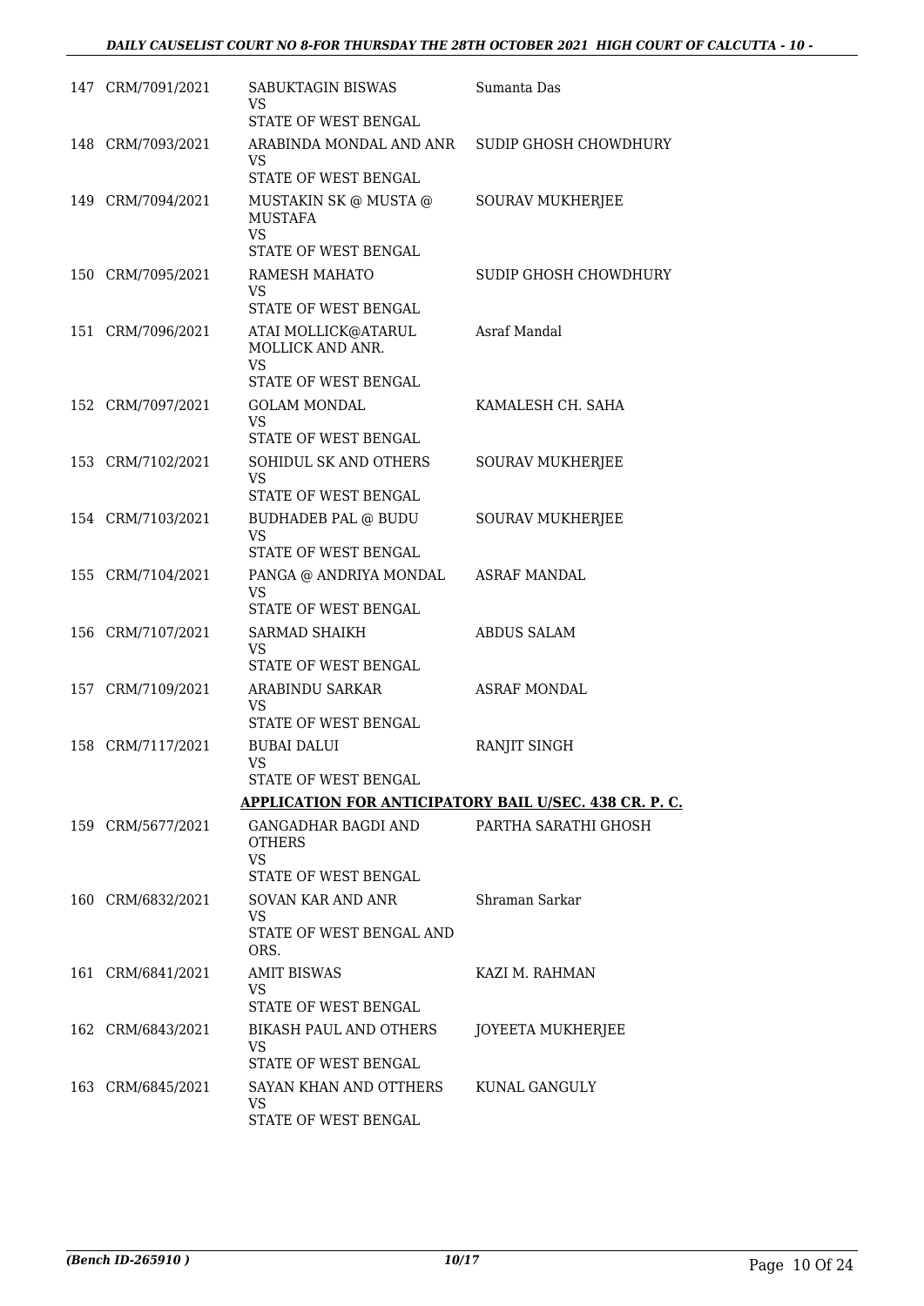| | | | |
|---|---|---|---|
| 147 | CRM/7091/2021 | SABUKTAGIN BISWAS<br>VS<br>STATE OF WEST BENGAL | Sumanta Das |
| 148 | CRM/7093/2021 | ARABINDA MONDAL AND ANR<br>VS<br>STATE OF WEST BENGAL | SUDIP GHOSH CHOWDHURY |
| 149 | CRM/7094/2021 | MUSTAKIN SK @ MUSTA @ MUSTAFA<br>VS<br>STATE OF WEST BENGAL | SOURAV MUKHERJEE |
| 150 | CRM/7095/2021 | RAMESH MAHATO<br>VS<br>STATE OF WEST BENGAL | SUDIP GHOSH CHOWDHURY |
| 151 | CRM/7096/2021 | ATAI MOLLICK@ATARUL MOLLICK AND ANR.<br>VS<br>STATE OF WEST BENGAL | Asraf Mandal |
| 152 | CRM/7097/2021 | GOLAM MONDAL<br>VS<br>STATE OF WEST BENGAL | KAMALESH CH. SAHA |
| 153 | CRM/7102/2021 | SOHIDUL SK AND OTHERS<br>VS<br>STATE OF WEST BENGAL | SOURAV MUKHERJEE |
| 154 | CRM/7103/2021 | BUDHADEB PAL @ BUDU<br>VS<br>STATE OF WEST BENGAL | SOURAV MUKHERJEE |
| 155 | CRM/7104/2021 | PANGA @ ANDRIYA MONDAL<br>VS<br>STATE OF WEST BENGAL | ASRAF MANDAL |
| 156 | CRM/7107/2021 | SARMAD SHAIKH<br>VS<br>STATE OF WEST BENGAL | ABDUS SALAM |
| 157 | CRM/7109/2021 | ARABINDU SARKAR<br>VS<br>STATE OF WEST BENGAL | ASRAF MONDAL |
| 158 | CRM/7117/2021 | BUBAI DALUI<br>VS<br>STATE OF WEST BENGAL | RANJIT SINGH |

**APPLICATION FOR ANTICIPATORY BAIL U/SEC. 438 CR. P. C.**

| | | | |
|---|---|---|---|
| 159 | CRM/5677/2021 | GANGADHAR BAGDI AND OTHERS<br>VS<br>STATE OF WEST BENGAL | PARTHA SARATHI GHOSH |
| 160 | CRM/6832/2021 | SOVAN KAR AND ANR<br>VS<br>STATE OF WEST BENGAL AND ORS. | Shraman Sarkar |
| 161 | CRM/6841/2021 | AMIT BISWAS<br>VS<br>STATE OF WEST BENGAL | KAZI M. RAHMAN |
| 162 | CRM/6843/2021 | BIKASH PAUL AND OTHERS<br>VS<br>STATE OF WEST BENGAL | JOYEETA MUKHERJEE |
| 163 | CRM/6845/2021 | SAYAN KHAN AND OTTHERS<br>VS<br>STATE OF WEST BENGAL | KUNAL GANGULY |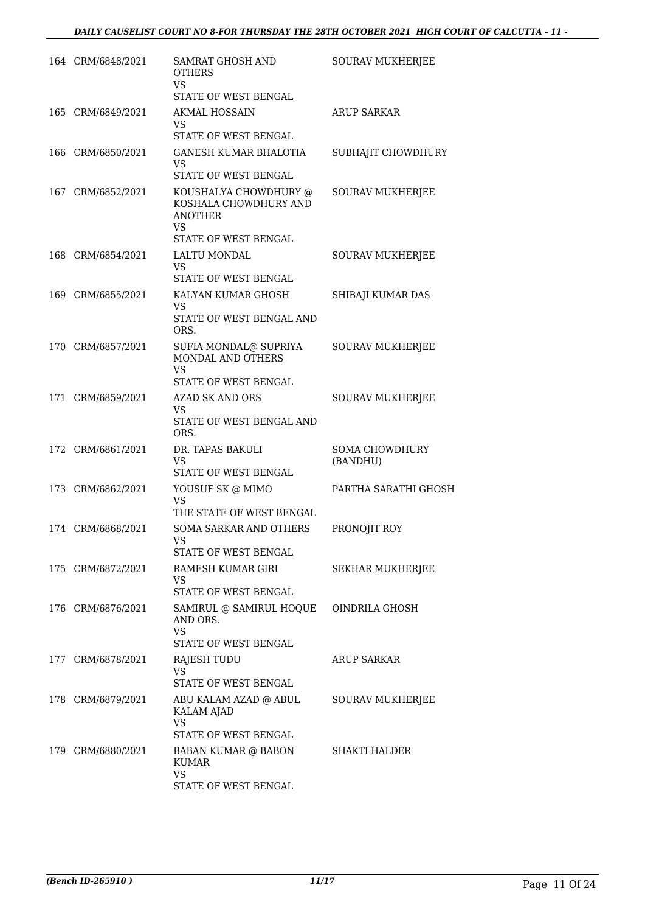| | | | |
|---|---|---|---|
| 164 | CRM/6848/2021 | SAMRAT GHOSH AND OTHERS<br>VS<br>STATE OF WEST BENGAL | SOURAV MUKHERJEE |
| 165 | CRM/6849/2021 | AKMAL HOSSAIN<br>VS<br>STATE OF WEST BENGAL | ARUP SARKAR |
| 166 | CRM/6850/2021 | GANESH KUMAR BHALOTIA<br>VS<br>STATE OF WEST BENGAL | SUBHAJIT CHOWDHURY |
| 167 | CRM/6852/2021 | KOUSHALYA CHOWDHURY @ KOSHALA CHOWDHURY AND ANOTHER<br>VS<br>STATE OF WEST BENGAL | SOURAV MUKHERJEE |
| 168 | CRM/6854/2021 | LALTU MONDAL<br>VS<br>STATE OF WEST BENGAL | SOURAV MUKHERJEE |
| 169 | CRM/6855/2021 | KALYAN KUMAR GHOSH<br>VS<br>STATE OF WEST BENGAL AND ORS. | SHIBAJI KUMAR DAS |
| 170 | CRM/6857/2021 | SUFIA MONDAL@ SUPRIYA MONDAL AND OTHERS<br>VS<br>STATE OF WEST BENGAL | SOURAV MUKHERJEE |
| 171 | CRM/6859/2021 | AZAD SK AND ORS<br>VS<br>STATE OF WEST BENGAL AND ORS. | SOURAV MUKHERJEE |
| 172 | CRM/6861/2021 | DR. TAPAS BAKULI<br>VS<br>STATE OF WEST BENGAL | SOMA CHOWDHURY (BANDHU) |
| 173 | CRM/6862/2021 | YOUSUF SK @ MIMO<br>VS<br>THE STATE OF WEST BENGAL | PARTHA SARATHI GHOSH |
| 174 | CRM/6868/2021 | SOMA SARKAR AND OTHERS<br>VS<br>STATE OF WEST BENGAL | PRONOJIT ROY |
| 175 | CRM/6872/2021 | RAMESH KUMAR GIRI<br>VS<br>STATE OF WEST BENGAL | SEKHAR MUKHERJEE |
| 176 | CRM/6876/2021 | SAMIRUL @ SAMIRUL HOQUE AND ORS.<br>VS<br>STATE OF WEST BENGAL | OINDRILA GHOSH |
| 177 | CRM/6878/2021 | RAJESH TUDU<br>VS<br>STATE OF WEST BENGAL | ARUP SARKAR |
| 178 | CRM/6879/2021 | ABU KALAM AZAD @ ABUL KALAM AJAD<br>VS<br>STATE OF WEST BENGAL | SOURAV MUKHERJEE |
| 179 | CRM/6880/2021 | BABAN KUMAR @ BABON KUMAR<br>VS<br>STATE OF WEST BENGAL | SHAKTI HALDER |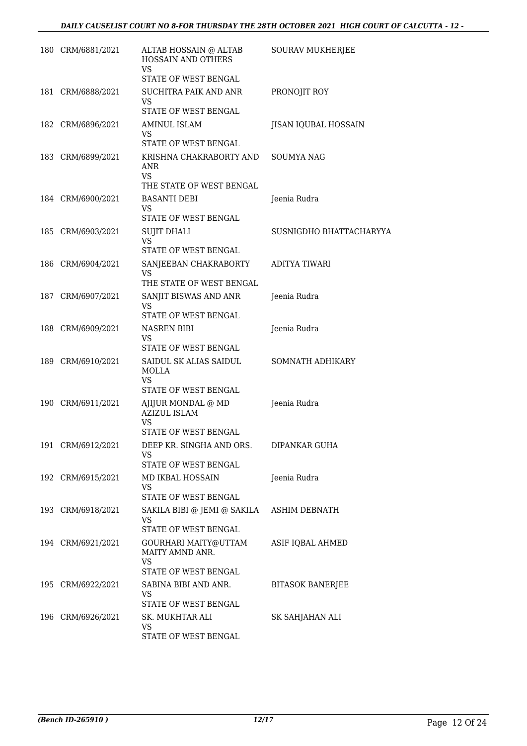| | | | |
|---|---|---|---|
| 180 | CRM/6881/2021 | ALTAB HOSSAIN @ ALTAB HOSSAIN AND OTHERS<br>VS<br>STATE OF WEST BENGAL | SOURAV MUKHERJEE |
| 181 | CRM/6888/2021 | SUCHITRA PAIK AND ANR<br>VS<br>STATE OF WEST BENGAL | PRONOJIT ROY |
| 182 | CRM/6896/2021 | AMINUL ISLAM<br>VS<br>STATE OF WEST BENGAL | JISAN IQUBAL HOSSAIN |
| 183 | CRM/6899/2021 | KRISHNA CHAKRABORTY AND ANR<br>VS<br>THE STATE OF WEST BENGAL | SOUMYA NAG |
| 184 | CRM/6900/2021 | BASANTI DEBI<br>VS<br>STATE OF WEST BENGAL | Jeenia Rudra |
| 185 | CRM/6903/2021 | SUJIT DHALI<br>VS<br>STATE OF WEST BENGAL | SUSNIGDHO BHATTACHARYYA |
| 186 | CRM/6904/2021 | SANJEEBAN CHAKRABORTY<br>VS<br>THE STATE OF WEST BENGAL | ADITYA TIWARI |
| 187 | CRM/6907/2021 | SANJIT BISWAS AND ANR<br>VS<br>STATE OF WEST BENGAL | Jeenia Rudra |
| 188 | CRM/6909/2021 | NASREN BIBI<br>VS<br>STATE OF WEST BENGAL | Jeenia Rudra |
| 189 | CRM/6910/2021 | SAIDUL SK ALIAS SAIDUL MOLLA<br>VS<br>STATE OF WEST BENGAL | SOMNATH ADHIKARY |
| 190 | CRM/6911/2021 | AJIJUR MONDAL @ MD AZIZUL ISLAM<br>VS<br>STATE OF WEST BENGAL | Jeenia Rudra |
| 191 | CRM/6912/2021 | DEEP KR. SINGHA AND ORS.<br>VS<br>STATE OF WEST BENGAL | DIPANKAR GUHA |
| 192 | CRM/6915/2021 | MD IKBAL HOSSAIN<br>VS<br>STATE OF WEST BENGAL | Jeenia Rudra |
| 193 | CRM/6918/2021 | SAKILA BIBI @ JEMI @ SAKILA<br>VS<br>STATE OF WEST BENGAL | ASHIM DEBNATH |
| 194 | CRM/6921/2021 | GOURHARI MAITY@UTTAM MAITY AMND ANR.<br>VS<br>STATE OF WEST BENGAL | ASIF IQBAL AHMED |
| 195 | CRM/6922/2021 | SABINA BIBI AND ANR.<br>VS<br>STATE OF WEST BENGAL | BITASOK BANERJEE |
| 196 | CRM/6926/2021 | SK. MUKHTAR ALI<br>VS<br>STATE OF WEST BENGAL | SK SAHJAHAN ALI |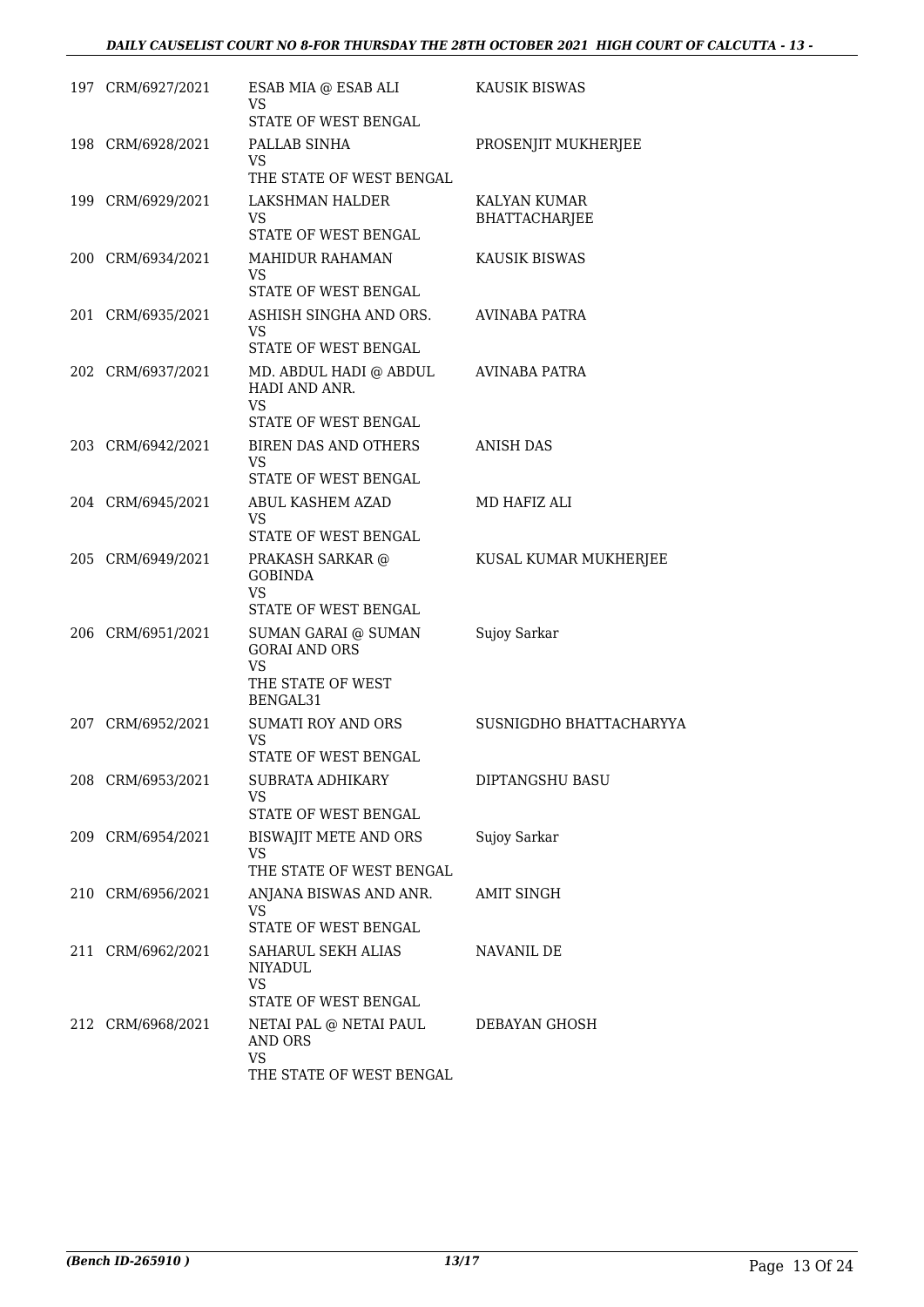| | | | |
|---|---|---|---|
| 197 | CRM/6927/2021 | ESAB MIA @ ESAB ALI<br>VS<br>STATE OF WEST BENGAL | KAUSIK BISWAS |
| 198 | CRM/6928/2021 | PALLAB SINHA<br>VS<br>THE STATE OF WEST BENGAL | PROSENJIT MUKHERJEE |
| 199 | CRM/6929/2021 | LAKSHMAN HALDER<br>VS<br>STATE OF WEST BENGAL | KALYAN KUMAR BHATTACHARJEE |
| 200 | CRM/6934/2021 | MAHIDUR RAHAMAN<br>VS<br>STATE OF WEST BENGAL | KAUSIK BISWAS |
| 201 | CRM/6935/2021 | ASHISH SINGHA AND ORS.<br>VS<br>STATE OF WEST BENGAL | AVINABA PATRA |
| 202 | CRM/6937/2021 | MD. ABDUL HADI @ ABDUL HADI AND ANR.<br>VS<br>STATE OF WEST BENGAL | AVINABA PATRA |
| 203 | CRM/6942/2021 | BIREN DAS AND OTHERS<br>VS<br>STATE OF WEST BENGAL | ANISH DAS |
| 204 | CRM/6945/2021 | ABUL KASHEM AZAD<br>VS<br>STATE OF WEST BENGAL | MD HAFIZ ALI |
| 205 | CRM/6949/2021 | PRAKASH SARKAR @ GOBINDA<br>VS<br>STATE OF WEST BENGAL | KUSAL KUMAR MUKHERJEE |
| 206 | CRM/6951/2021 | SUMAN GARAI @ SUMAN GORAI AND ORS<br>VS<br>THE STATE OF WEST BENGAL31 | Sujoy Sarkar |
| 207 | CRM/6952/2021 | SUMATI ROY AND ORS<br>VS<br>STATE OF WEST BENGAL | SUSNIGDHO BHATTACHARYYA |
| 208 | CRM/6953/2021 | SUBRATA ADHIKARY<br>VS<br>STATE OF WEST BENGAL | DIPTANGSHU BASU |
| 209 | CRM/6954/2021 | BISWAJIT METE AND ORS<br>VS<br>THE STATE OF WEST BENGAL | Sujoy Sarkar |
| 210 | CRM/6956/2021 | ANJANA BISWAS AND ANR.<br>VS<br>STATE OF WEST BENGAL | AMIT SINGH |
| 211 | CRM/6962/2021 | SAHARUL SEKH ALIAS NIYADUL<br>VS<br>STATE OF WEST BENGAL | NAVANIL DE |
| 212 | CRM/6968/2021 | NETAI PAL @ NETAI PAUL AND ORS<br>VS<br>THE STATE OF WEST BENGAL | DEBAYAN GHOSH |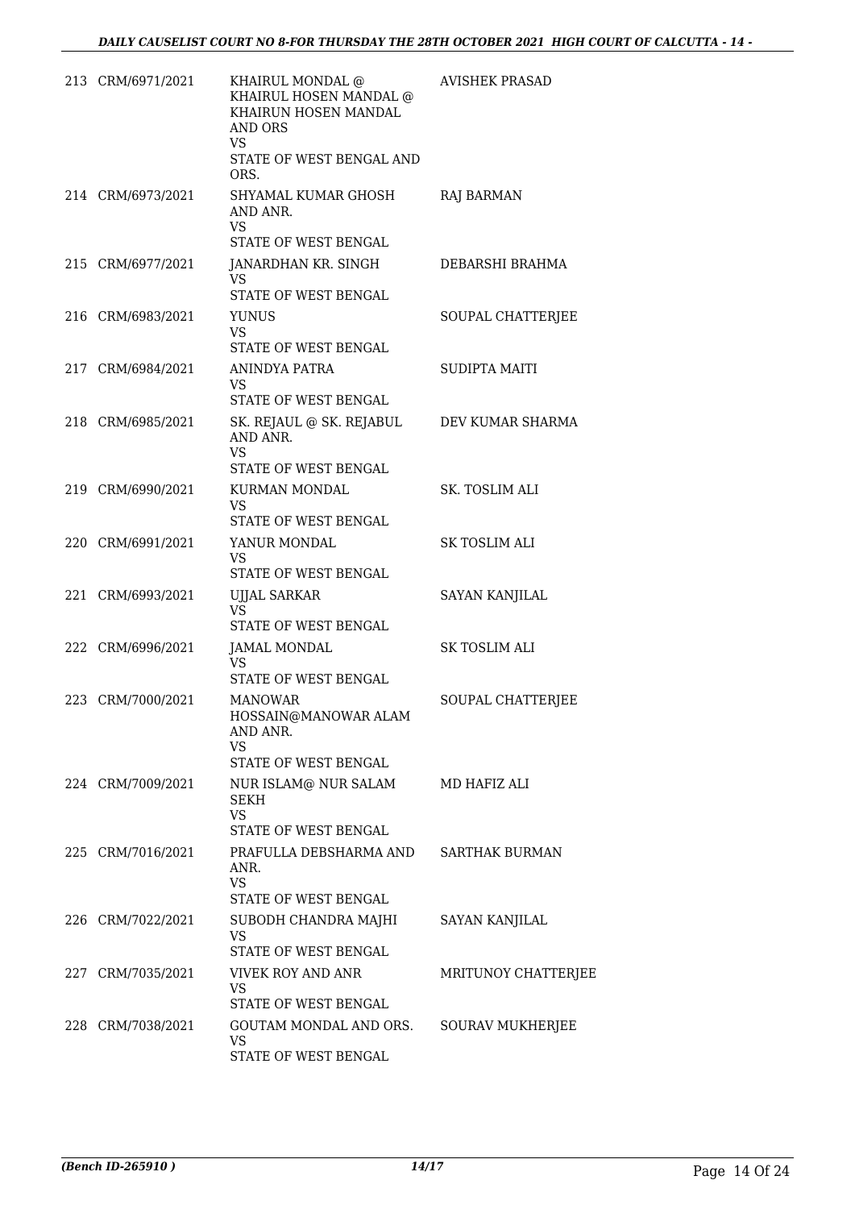| | | | |
|---|---|---|---|
| 213 | CRM/6971/2021 | KHAIRUL MONDAL @ KHAIRUL HOSEN MANDAL @ KHAIRUN HOSEN MANDAL AND ORS<br>VS<br>STATE OF WEST BENGAL AND ORS. | AVISHEK PRASAD |
| 214 | CRM/6973/2021 | SHYAMAL KUMAR GHOSH AND ANR.<br>VS<br>STATE OF WEST BENGAL | RAJ BARMAN |
| 215 | CRM/6977/2021 | JANARDHAN KR. SINGH<br>VS<br>STATE OF WEST BENGAL | DEBARSHI BRAHMA |
| 216 | CRM/6983/2021 | YUNUS<br>VS<br>STATE OF WEST BENGAL | SOUPAL CHATTERJEE |
| 217 | CRM/6984/2021 | ANINDYA PATRA<br>VS<br>STATE OF WEST BENGAL | SUDIPTA MAITI |
| 218 | CRM/6985/2021 | SK. REJAUL @ SK. REJABUL AND ANR.<br>VS<br>STATE OF WEST BENGAL | DEV KUMAR SHARMA |
| 219 | CRM/6990/2021 | KURMAN MONDAL<br>VS<br>STATE OF WEST BENGAL | SK. TOSLIM ALI |
| 220 | CRM/6991/2021 | YANUR MONDAL<br>VS<br>STATE OF WEST BENGAL | SK TOSLIM ALI |
| 221 | CRM/6993/2021 | UJJAL SARKAR<br>VS<br>STATE OF WEST BENGAL | SAYAN KANJILAL |
| 222 | CRM/6996/2021 | JAMAL MONDAL<br>VS<br>STATE OF WEST BENGAL | SK TOSLIM ALI |
| 223 | CRM/7000/2021 | MANOWAR HOSSAIN@MANOWAR ALAM AND ANR.<br>VS<br>STATE OF WEST BENGAL | SOUPAL CHATTERJEE |
| 224 | CRM/7009/2021 | NUR ISLAM@ NUR SALAM SEKH<br>VS<br>STATE OF WEST BENGAL | MD HAFIZ ALI |
| 225 | CRM/7016/2021 | PRAFULLA DEBSHARMA AND ANR.<br>VS<br>STATE OF WEST BENGAL | SARTHAK BURMAN |
| 226 | CRM/7022/2021 | SUBODH CHANDRA MAJHI<br>VS<br>STATE OF WEST BENGAL | SAYAN KANJILAL |
| 227 | CRM/7035/2021 | VIVEK ROY AND ANR<br>VS<br>STATE OF WEST BENGAL | MRITUNOY CHATTERJEE |
| 228 | CRM/7038/2021 | GOUTAM MONDAL AND ORS.<br>VS<br>STATE OF WEST BENGAL | SOURAV MUKHERJEE |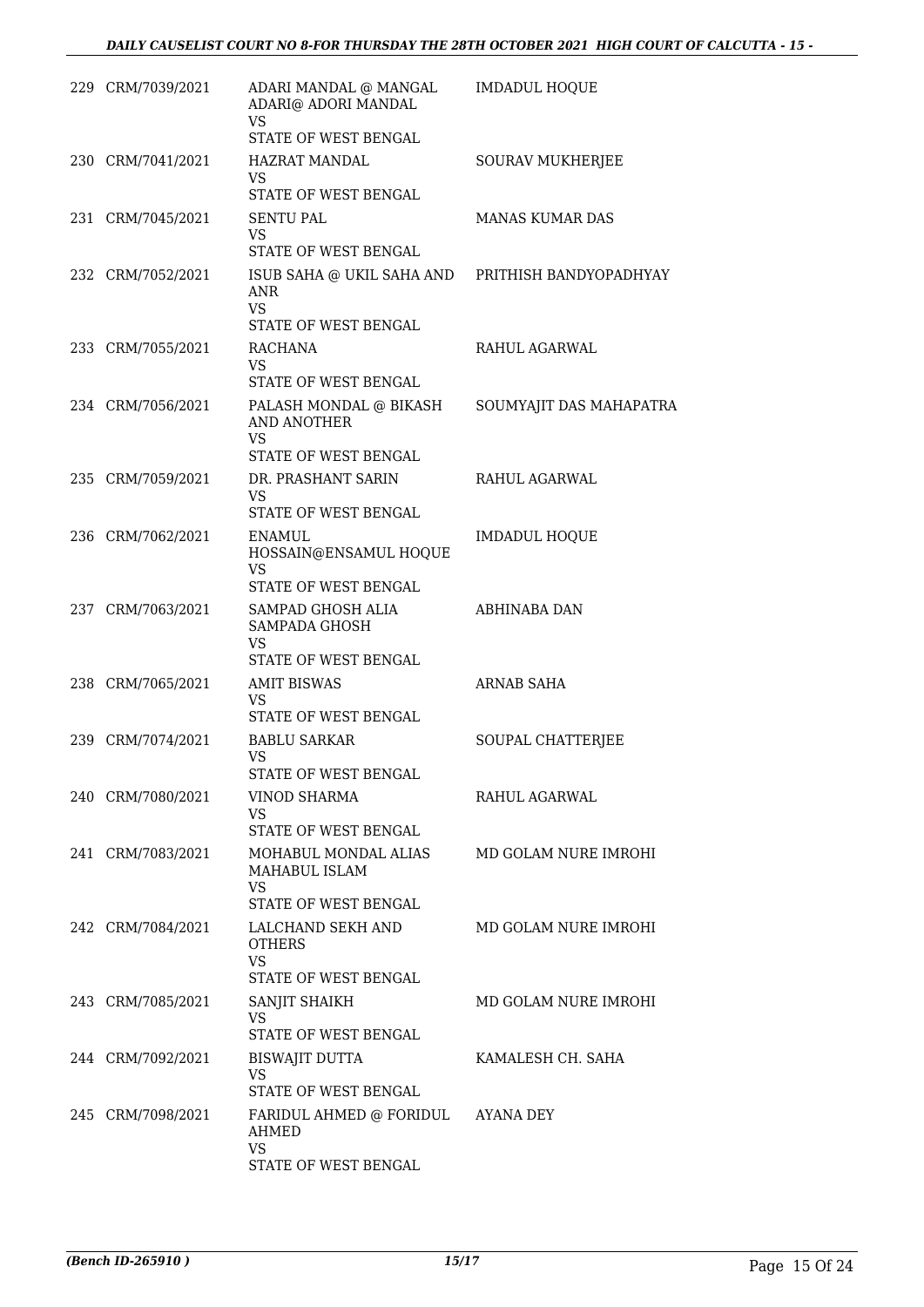| | | | |
|---|---|---|---|
| 229 | CRM/7039/2021 | ADARI MANDAL @ MANGAL ADARI@ ADORI MANDAL<br>VS<br>STATE OF WEST BENGAL | IMDADUL HOQUE |
| 230 | CRM/7041/2021 | HAZRAT MANDAL<br>VS<br>STATE OF WEST BENGAL | SOURAV MUKHERJEE |
| 231 | CRM/7045/2021 | SENTU PAL<br>VS<br>STATE OF WEST BENGAL | MANAS KUMAR DAS |
| 232 | CRM/7052/2021 | ISUB SAHA @ UKIL SAHA AND ANR<br>VS<br>STATE OF WEST BENGAL | PRITHISH BANDYOPADHYAY |
| 233 | CRM/7055/2021 | RACHANA<br>VS<br>STATE OF WEST BENGAL | RAHUL AGARWAL |
| 234 | CRM/7056/2021 | PALASH MONDAL @ BIKASH AND ANOTHER<br>VS<br>STATE OF WEST BENGAL | SOUMYAJIT DAS MAHAPATRA |
| 235 | CRM/7059/2021 | DR. PRASHANT SARIN<br>VS<br>STATE OF WEST BENGAL | RAHUL AGARWAL |
| 236 | CRM/7062/2021 | ENAMUL HOSSAIN@ENSAMUL HOQUE<br>VS<br>STATE OF WEST BENGAL | IMDADUL HOQUE |
| 237 | CRM/7063/2021 | SAMPAD GHOSH ALIA SAMPADA GHOSH<br>VS<br>STATE OF WEST BENGAL | ABHINABA DAN |
| 238 | CRM/7065/2021 | AMIT BISWAS<br>VS<br>STATE OF WEST BENGAL | ARNAB SAHA |
| 239 | CRM/7074/2021 | BABLU SARKAR<br>VS<br>STATE OF WEST BENGAL | SOUPAL CHATTERJEE |
| 240 | CRM/7080/2021 | VINOD SHARMA<br>VS<br>STATE OF WEST BENGAL | RAHUL AGARWAL |
| 241 | CRM/7083/2021 | MOHABUL MONDAL ALIAS MAHABUL ISLAM<br>VS<br>STATE OF WEST BENGAL | MD GOLAM NURE IMROHI |
| 242 | CRM/7084/2021 | LALCHAND SEKH AND OTHERS<br>VS<br>STATE OF WEST BENGAL | MD GOLAM NURE IMROHI |
| 243 | CRM/7085/2021 | SANJIT SHAIKH<br>VS<br>STATE OF WEST BENGAL | MD GOLAM NURE IMROHI |
| 244 | CRM/7092/2021 | BISWAJIT DUTTA<br>VS<br>STATE OF WEST BENGAL | KAMALESH CH. SAHA |
| 245 | CRM/7098/2021 | FARIDUL AHMED @ FORIDUL AHMED<br>VS<br>STATE OF WEST BENGAL | AYANA DEY |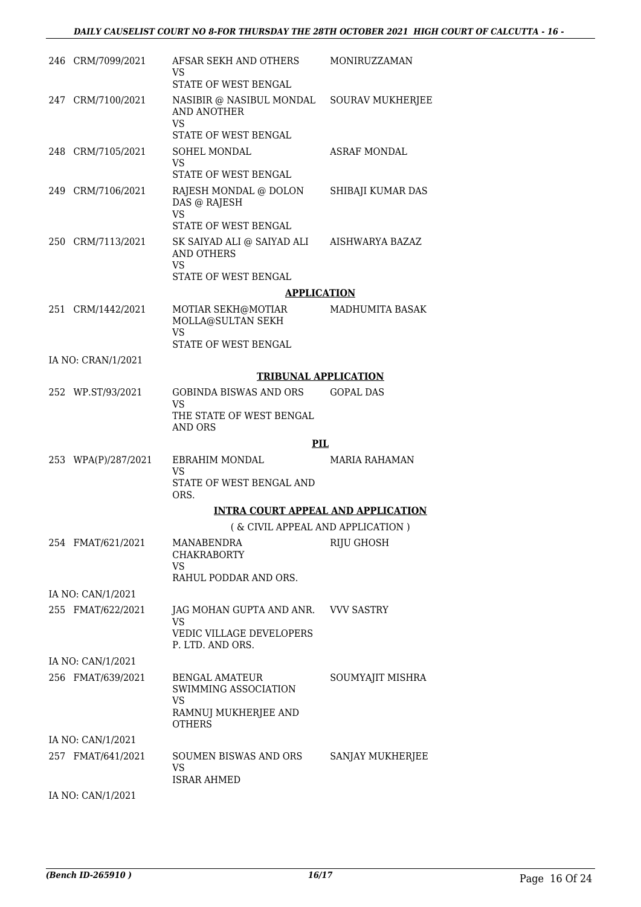| | | | |
|---|---|---|---|
| 246 | CRM/7099/2021 | AFSAR SEKH AND OTHERS<br>VS<br>STATE OF WEST BENGAL | MONIRUZZAMAN |
| 247 | CRM/7100/2021 | NASIBIR @ NASIBUL MONDAL AND ANOTHER<br>VS<br>STATE OF WEST BENGAL | SOURAV MUKHERJEE |
| 248 | CRM/7105/2021 | SOHEL MONDAL<br>VS<br>STATE OF WEST BENGAL | ASRAF MONDAL |
| 249 | CRM/7106/2021 | RAJESH MONDAL @ DOLON DAS @ RAJESH<br>VS<br>STATE OF WEST BENGAL | SHIBAJI KUMAR DAS |
| 250 | CRM/7113/2021 | SK SAIYAD ALI @ SAIYAD ALI AND OTHERS<br>VS<br>STATE OF WEST BENGAL | AISHWARYA BAZAZ |

**APPLICATION**

| | | | |
|---|---|---|---|
| 251 | CRM/1442/2021 | MOTIAR SEKH@MOTIAR MOLLA@SULTAN SEKH<br>VS<br>STATE OF WEST BENGAL | MADHUMITA BASAK |
| | IA NO: CRAN/1/2021 | | |

**TRIBUNAL APPLICATION**

| | | | |
|---|---|---|---|
| 252 | WP.ST/93/2021 | GOBINDA BISWAS AND ORS<br>VS<br>THE STATE OF WEST BENGAL AND ORS | GOPAL DAS |

**PIL**

| | | | |
|---|---|---|---|
| 253 | WPA(P)/287/2021 | EBRAHIM MONDAL<br>VS<br>STATE OF WEST BENGAL AND ORS. | MARIA RAHAMAN |

**INTRA COURT APPEAL AND APPLICATION**

( & CIVIL APPEAL AND APPLICATION )

| | | | |
|---|---|---|---|
| 254 | FMAT/621/2021 | MANABENDRA CHAKRABORTY<br>VS<br>RAHUL PODDAR AND ORS. | RIJU GHOSH |
| | IA NO: CAN/1/2021 | | |
| 255 | FMAT/622/2021 | JAG MOHAN GUPTA AND ANR.<br>VS<br>VEDIC VILLAGE DEVELOPERS P. LTD. AND ORS. | VVV SASTRY |
| | IA NO: CAN/1/2021 | | |
| 256 | FMAT/639/2021 | BENGAL AMATEUR SWIMMING ASSOCIATION<br>VS<br>RAMNUJ MUKHERJEE AND OTHERS | SOUMYAJIT MISHRA |
| | IA NO: CAN/1/2021 | | |
| 257 | FMAT/641/2021 | SOUMEN BISWAS AND ORS<br>VS<br>ISRAR AHMED | SANJAY MUKHERJEE |
| | IA NO: CAN/1/2021 | | |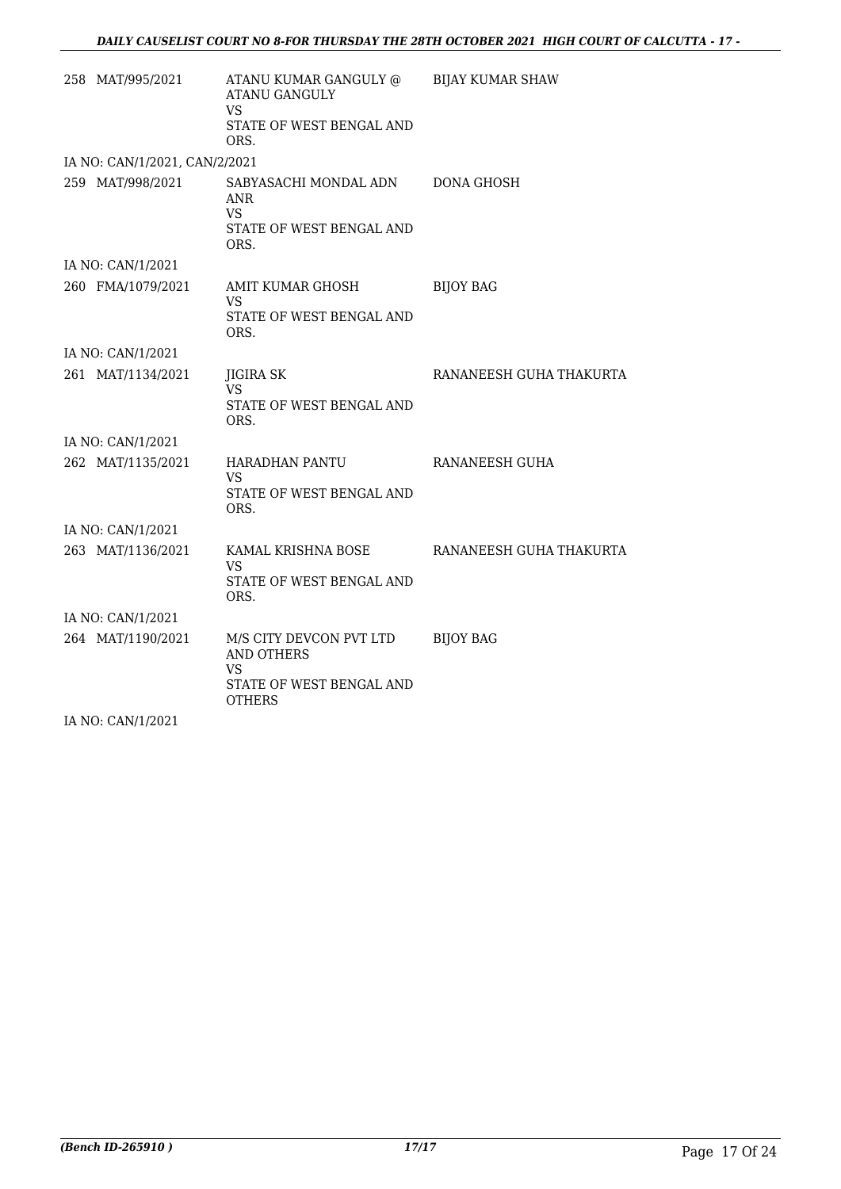| | | | |
|---|---|---|---|
| 258 | MAT/995/2021 | ATANU KUMAR GANGULY @ ATANU GANGULY<br>VS<br>STATE OF WEST BENGAL AND ORS. | BIJAY KUMAR SHAW |
| | IA NO: CAN/1/2021, CAN/2/2021 | | |
| 259 | MAT/998/2021 | SABYASACHI MONDAL ADN ANR<br>VS<br>STATE OF WEST BENGAL AND ORS. | DONA GHOSH |
| | IA NO: CAN/1/2021 | | |
| 260 | FMA/1079/2021 | AMIT KUMAR GHOSH<br>VS<br>STATE OF WEST BENGAL AND ORS. | BIJOY BAG |
| | IA NO: CAN/1/2021 | | |
| 261 | MAT/1134/2021 | JIGIRA SK<br>VS<br>STATE OF WEST BENGAL AND ORS. | RANANEESH GUHA THAKURTA |
| | IA NO: CAN/1/2021 | | |
| 262 | MAT/1135/2021 | HARADHAN PANTU<br>VS<br>STATE OF WEST BENGAL AND ORS. | RANANEESH GUHA |
| | IA NO: CAN/1/2021 | | |
| 263 | MAT/1136/2021 | KAMAL KRISHNA BOSE<br>VS<br>STATE OF WEST BENGAL AND ORS. | RANANEESH GUHA THAKURTA |
| | IA NO: CAN/1/2021 | | |
| 264 | MAT/1190/2021 | M/S CITY DEVCON PVT LTD AND OTHERS<br>VS<br>STATE OF WEST BENGAL AND OTHERS | BIJOY BAG |
| | IA NO: CAN/1/2021 | | |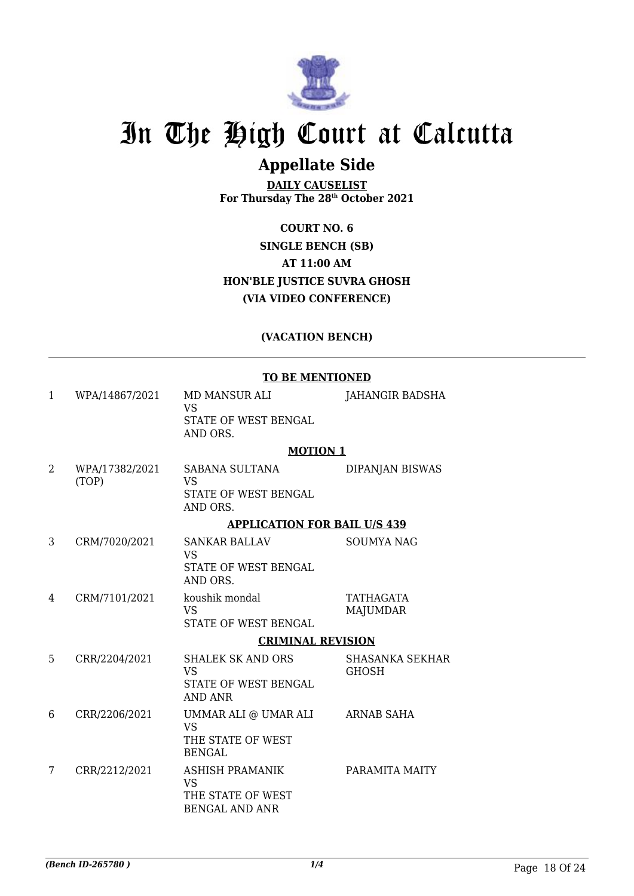# In The High Court at Calcutta

## Appellate Side

**DAILY CAUSELIST**
**For Thursday The 28th October 2021**

**COURT NO. 6**
**SINGLE BENCH (SB)**
**AT 11:00 AM**
**HON'BLE JUSTICE SUVRA GHOSH**
**(VIA VIDEO CONFERENCE)**

**(VACATION BENCH)**

**TO BE MENTIONED**

| | | | |
|---|---|---|---|
| 1 | WPA/14867/2021 | MD MANSUR ALI VS STATE OF WEST BENGAL AND ORS. | JAHANGIR BADSHA |

**MOTION 1**

| | | | |
|---|---|---|---|
| 2 | WPA/17382/2021 (TOP) | SABANA SULTANA VS STATE OF WEST BENGAL AND ORS. | DIPANJAN BISWAS |

**APPLICATION FOR BAIL U/S 439**

| | | | |
|---|---|---|---|
| 3 | CRM/7020/2021 | SANKAR BALLAV VS STATE OF WEST BENGAL AND ORS. | SOUMYA NAG |
| 4 | CRM/7101/2021 | koushik mondal VS STATE OF WEST BENGAL | TATHAGATA MAJUMDAR |

**CRIMINAL REVISION**

| | | | |
|---|---|---|---|
| 5 | CRR/2204/2021 | SHALEK SK AND ORS VS STATE OF WEST BENGAL AND ANR | SHASANKA SEKHAR GHOSH |
| 6 | CRR/2206/2021 | UMMAR ALI @ UMAR ALI VS THE STATE OF WEST BENGAL | ARNAB SAHA |
| 7 | CRR/2212/2021 | ASHISH PRAMANIK VS THE STATE OF WEST BENGAL AND ANR | PARAMITA MAITY |

*(Bench ID-265780 )* 1/4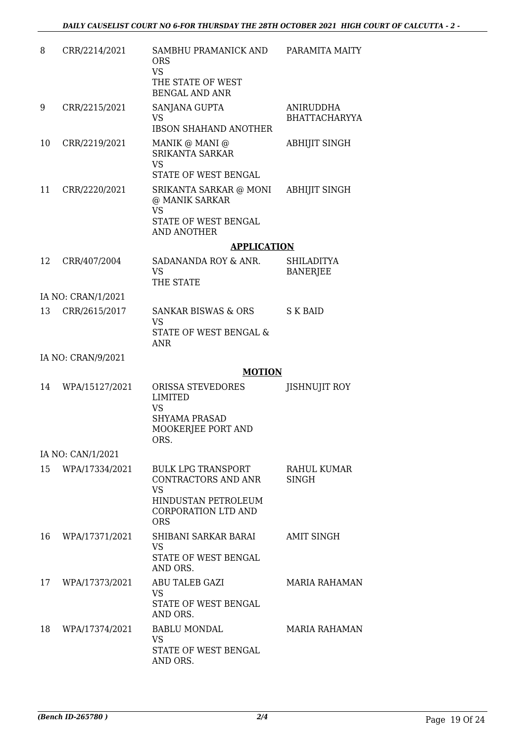| | | | |
|---|---|---|---|
| 8 | CRR/2214/2021 | SAMBHU PRAMANICK AND ORS<br>VS<br>THE STATE OF WEST BENGAL AND ANR | PARAMITA MAITY |
| 9 | CRR/2215/2021 | SANJANA GUPTA<br>VS<br>IBSON SHAHAND ANOTHER | ANIRUDDHA BHATTACHARYYA |
| 10 | CRR/2219/2021 | MANIK @ MANI @ SRIKANTA SARKAR<br>VS<br>STATE OF WEST BENGAL | ABHIJIT SINGH |
| 11 | CRR/2220/2021 | SRIKANTA SARKAR @ MONI @ MANIK SARKAR<br>VS<br>STATE OF WEST BENGAL AND ANOTHER | ABHIJIT SINGH |

**APPLICATION**

| | | | |
|---|---|---|---|
| 12 | CRR/407/2004 | SADANANDA ROY & ANR.<br>VS<br>THE STATE | SHILADITYA BANERJEE |
| | IA NO: CRAN/1/2021 | | |
| 13 | CRR/2615/2017 | SANKAR BISWAS & ORS<br>VS<br>STATE OF WEST BENGAL & ANR | S K BAID |
| | IA NO: CRAN/9/2021 | | |

**MOTION**

| | | | |
|---|---|---|---|
| 14 | WPA/15127/2021 | ORISSA STEVEDORES LIMITED<br>VS<br>SHYAMA PRASAD MOOKERJEE PORT AND ORS. | JISHNUJIT ROY |
| | IA NO: CAN/1/2021 | | |
| 15 | WPA/17334/2021 | BULK LPG TRANSPORT CONTRACTORS AND ANR<br>VS<br>HINDUSTAN PETROLEUM CORPORATION LTD AND ORS | RAHUL KUMAR SINGH |
| 16 | WPA/17371/2021 | SHIBANI SARKAR BARAI<br>VS<br>STATE OF WEST BENGAL AND ORS. | AMIT SINGH |
| 17 | WPA/17373/2021 | ABU TALEB GAZI<br>VS<br>STATE OF WEST BENGAL AND ORS. | MARIA RAHAMAN |
| 18 | WPA/17374/2021 | BABLU MONDAL<br>VS<br>STATE OF WEST BENGAL AND ORS. | MARIA RAHAMAN |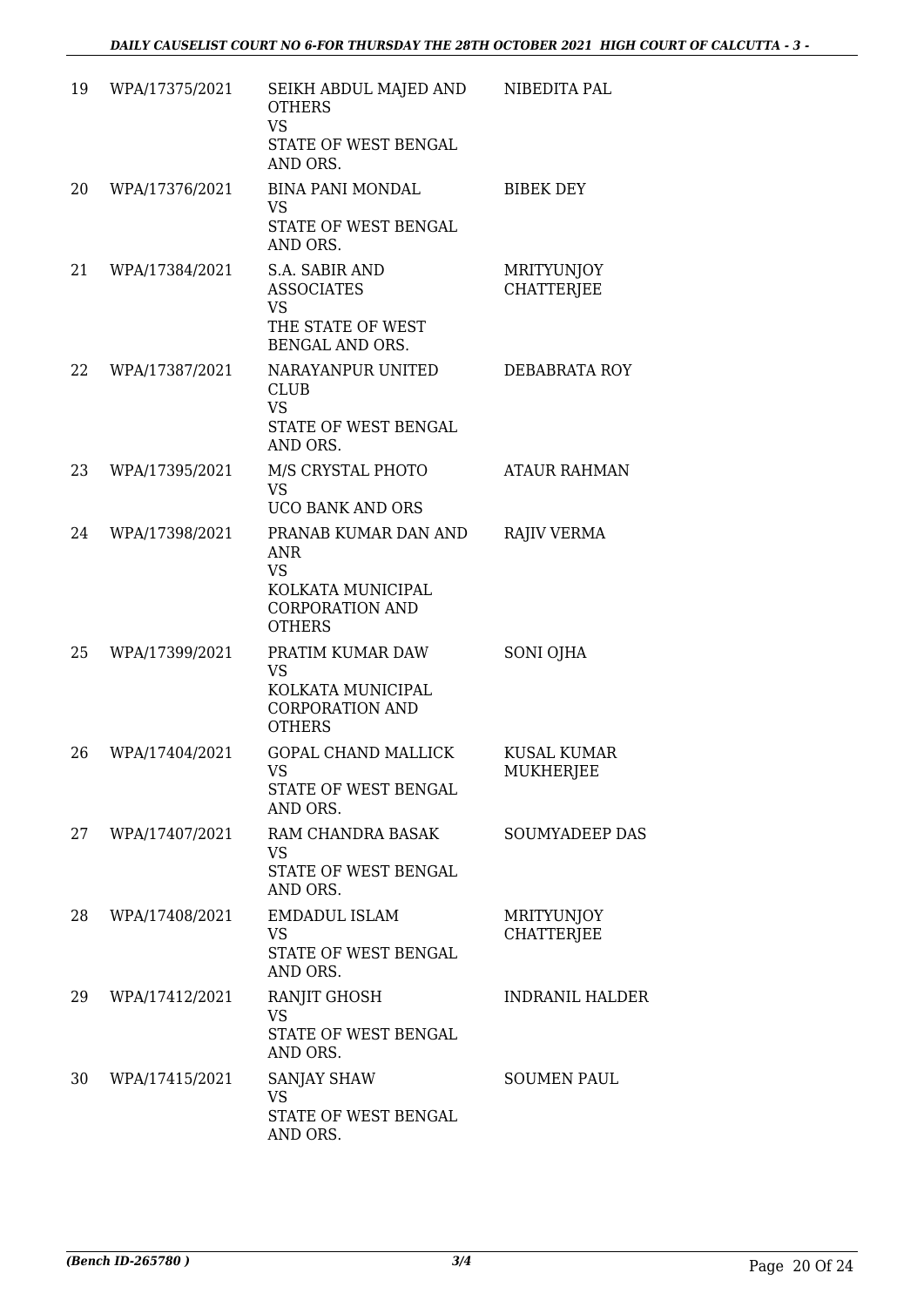| | | | |
|---|---|---|---|
| 19 | WPA/17375/2021 | SEIKH ABDUL MAJED AND OTHERS<br>VS<br>STATE OF WEST BENGAL AND ORS. | NIBEDITA PAL |
| 20 | WPA/17376/2021 | BINA PANI MONDAL<br>VS<br>STATE OF WEST BENGAL AND ORS. | BIBEK DEY |
| 21 | WPA/17384/2021 | S.A. SABIR AND ASSOCIATES<br>VS<br>THE STATE OF WEST BENGAL AND ORS. | MRITYUNJOY CHATTERJEE |
| 22 | WPA/17387/2021 | NARAYANPUR UNITED CLUB<br>VS<br>STATE OF WEST BENGAL AND ORS. | DEBABRATA ROY |
| 23 | WPA/17395/2021 | M/S CRYSTAL PHOTO<br>VS<br>UCO BANK AND ORS | ATAUR RAHMAN |
| 24 | WPA/17398/2021 | PRANAB KUMAR DAN AND ANR<br>VS<br>KOLKATA MUNICIPAL CORPORATION AND OTHERS | RAJIV VERMA |
| 25 | WPA/17399/2021 | PRATIM KUMAR DAW<br>VS<br>KOLKATA MUNICIPAL CORPORATION AND OTHERS | SONI OJHA |
| 26 | WPA/17404/2021 | GOPAL CHAND MALLICK<br>VS<br>STATE OF WEST BENGAL AND ORS. | KUSAL KUMAR MUKHERJEE |
| 27 | WPA/17407/2021 | RAM CHANDRA BASAK<br>VS<br>STATE OF WEST BENGAL AND ORS. | SOUMYADEEP DAS |
| 28 | WPA/17408/2021 | EMDADUL ISLAM<br>VS<br>STATE OF WEST BENGAL AND ORS. | MRITYUNJOY CHATTERJEE |
| 29 | WPA/17412/2021 | RANJIT GHOSH<br>VS<br>STATE OF WEST BENGAL AND ORS. | INDRANIL HALDER |
| 30 | WPA/17415/2021 | SANJAY SHAW<br>VS<br>STATE OF WEST BENGAL AND ORS. | SOUMEN PAUL |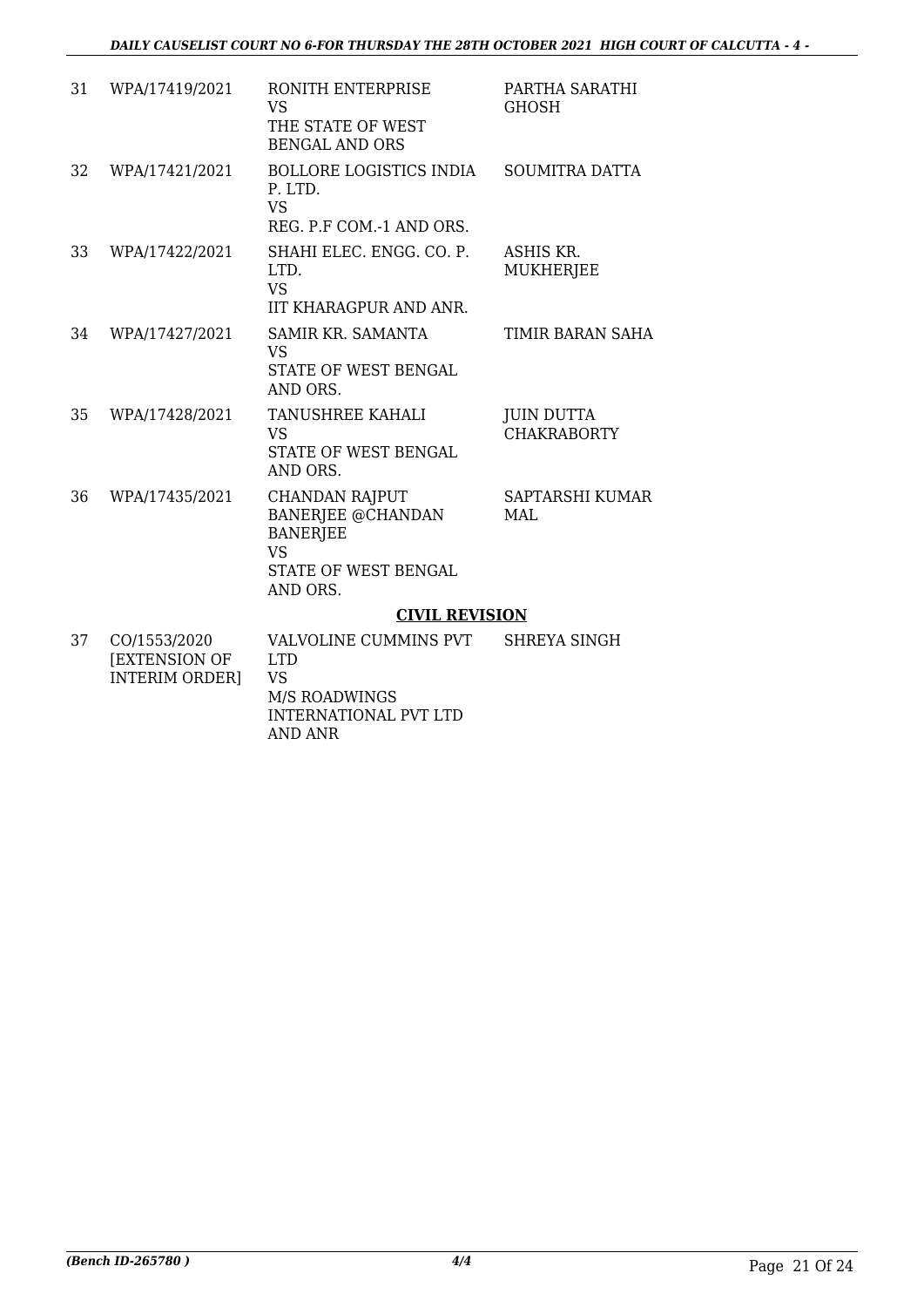| 31 | WPA/17419/2021 | RONITH ENTERPRISE<br>VS<br>THE STATE OF WEST BENGAL AND ORS | PARTHA SARATHI GHOSH |
|---|---|---|---|
| 32 | WPA/17421/2021 | BOLLORE LOGISTICS INDIA P. LTD.<br>VS<br>REG. P.F COM.-1 AND ORS. | SOUMITRA DATTA |
| 33 | WPA/17422/2021 | SHAHI ELEC. ENGG. CO. P. LTD.<br>VS<br>IIT KHARAGPUR AND ANR. | ASHIS KR. MUKHERJEE |
| 34 | WPA/17427/2021 | SAMIR KR. SAMANTA<br>VS<br>STATE OF WEST BENGAL AND ORS. | TIMIR BARAN SAHA |
| 35 | WPA/17428/2021 | TANUSHREE KAHALI<br>VS<br>STATE OF WEST BENGAL AND ORS. | JUIN DUTTA CHAKRABORTY |
| 36 | WPA/17435/2021 | CHANDAN RAJPUT BANERJEE @CHANDAN BANERJEE<br>VS<br>STATE OF WEST BENGAL AND ORS. | SAPTARSHI KUMAR MAL |

**CIVIL REVISION**

| 37 | CO/1553/2020 [EXTENSION OF INTERIM ORDER] | VALVOLINE CUMMINS PVT LTD<br>VS<br>M/S ROADWINGS INTERNATIONAL PVT LTD AND ANR | SHREYA SINGH |
|---|---|---|---|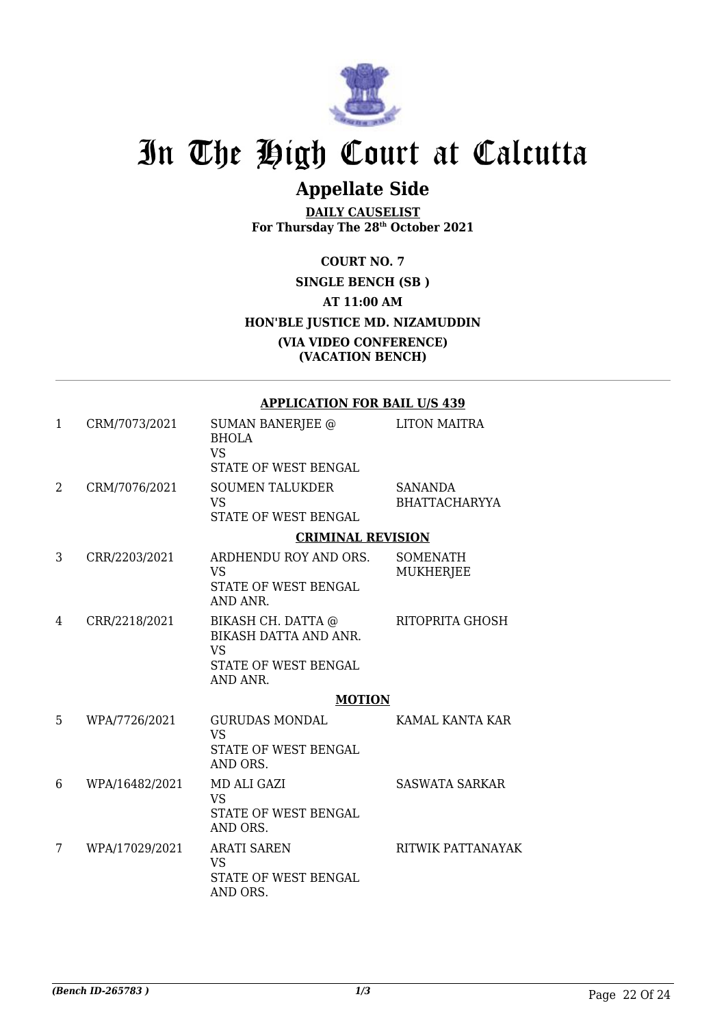# In The High Court at Calcutta

## Appellate Side

**DAILY CAUSELIST**
**For Thursday The 28th October 2021**

**COURT NO. 7**

**SINGLE BENCH (SB )**

**AT 11:00 AM**

**HON'BLE JUSTICE MD. NIZAMUDDIN**

**(VIA VIDEO CONFERENCE)**
**(VACATION BENCH)**

---

**APPLICATION FOR BAIL U/S 439**

| | | | |
|---|---|---|---|
| 1 | CRM/7073/2021 | SUMAN BANERJEE @ BHOLA<br>VS<br>STATE OF WEST BENGAL | LITON MAITRA |
| 2 | CRM/7076/2021 | SOUMEN TALUKDER<br>VS<br>STATE OF WEST BENGAL | SANANDA BHATTACHARYYA |

**CRIMINAL REVISION**

| | | | |
|---|---|---|---|
| 3 | CRR/2203/2021 | ARDHENDU ROY AND ORS.<br>VS<br>STATE OF WEST BENGAL AND ANR. | SOMENATH MUKHERJEE |
| 4 | CRR/2218/2021 | BIKASH CH. DATTA @ BIKASH DATTA AND ANR.<br>VS<br>STATE OF WEST BENGAL AND ANR. | RITOPRITA GHOSH |

**MOTION**

| | | | |
|---|---|---|---|
| 5 | WPA/7726/2021 | GURUDAS MONDAL<br>VS<br>STATE OF WEST BENGAL AND ORS. | KAMAL KANTA KAR |
| 6 | WPA/16482/2021 | MD ALI GAZI<br>VS<br>STATE OF WEST BENGAL AND ORS. | SASWATA SARKAR |
| 7 | WPA/17029/2021 | ARATI SAREN<br>VS<br>STATE OF WEST BENGAL AND ORS. | RITWIK PATTANAYAK |

*(Bench ID-265783 )* 1/3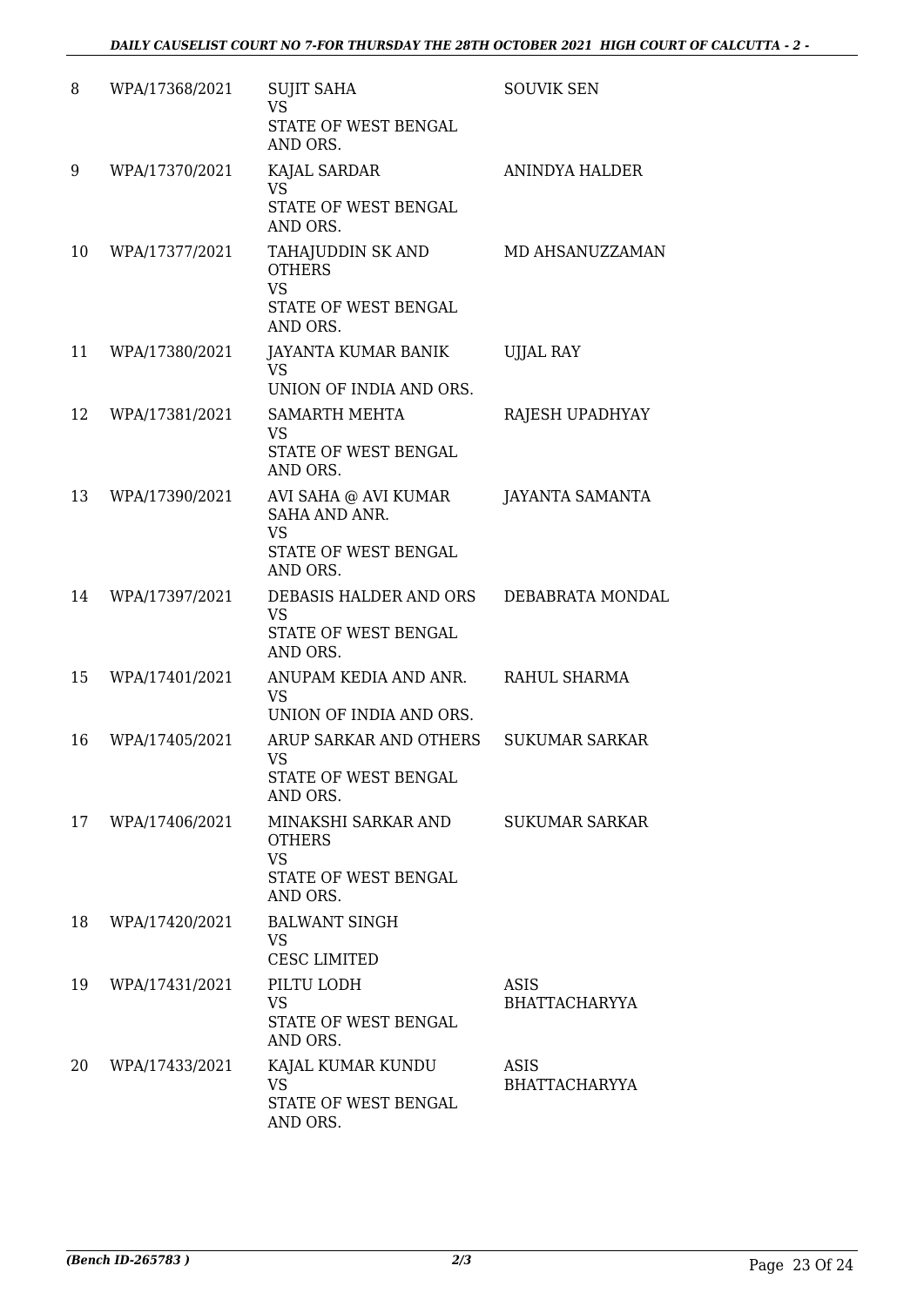| | | | |
|---|---|---|---|
| 8 | WPA/17368/2021 | SUJIT SAHA<br>VS<br>STATE OF WEST BENGAL AND ORS. | SOUVIK SEN |
| 9 | WPA/17370/2021 | KAJAL SARDAR<br>VS<br>STATE OF WEST BENGAL AND ORS. | ANINDYA HALDER |
| 10 | WPA/17377/2021 | TAHAJUDDIN SK AND OTHERS<br>VS<br>STATE OF WEST BENGAL AND ORS. | MD AHSANUZZAMAN |
| 11 | WPA/17380/2021 | JAYANTA KUMAR BANIK<br>VS<br>UNION OF INDIA AND ORS. | UJJAL RAY |
| 12 | WPA/17381/2021 | SAMARTH MEHTA<br>VS<br>STATE OF WEST BENGAL AND ORS. | RAJESH UPADHYAY |
| 13 | WPA/17390/2021 | AVI SAHA @ AVI KUMAR SAHA AND ANR.<br>VS<br>STATE OF WEST BENGAL AND ORS. | JAYANTA SAMANTA |
| 14 | WPA/17397/2021 | DEBASIS HALDER AND ORS<br>VS<br>STATE OF WEST BENGAL AND ORS. | DEBABRATA MONDAL |
| 15 | WPA/17401/2021 | ANUPAM KEDIA AND ANR.<br>VS<br>UNION OF INDIA AND ORS. | RAHUL SHARMA |
| 16 | WPA/17405/2021 | ARUP SARKAR AND OTHERS<br>VS<br>STATE OF WEST BENGAL AND ORS. | SUKUMAR SARKAR |
| 17 | WPA/17406/2021 | MINAKSHI SARKAR AND OTHERS<br>VS<br>STATE OF WEST BENGAL AND ORS. | SUKUMAR SARKAR |
| 18 | WPA/17420/2021 | BALWANT SINGH<br>VS<br>CESC LIMITED | |
| 19 | WPA/17431/2021 | PILTU LODH<br>VS<br>STATE OF WEST BENGAL AND ORS. | ASIS BHATTACHARYYA |
| 20 | WPA/17433/2021 | KAJAL KUMAR KUNDU<br>VS<br>STATE OF WEST BENGAL AND ORS. | ASIS BHATTACHARYYA |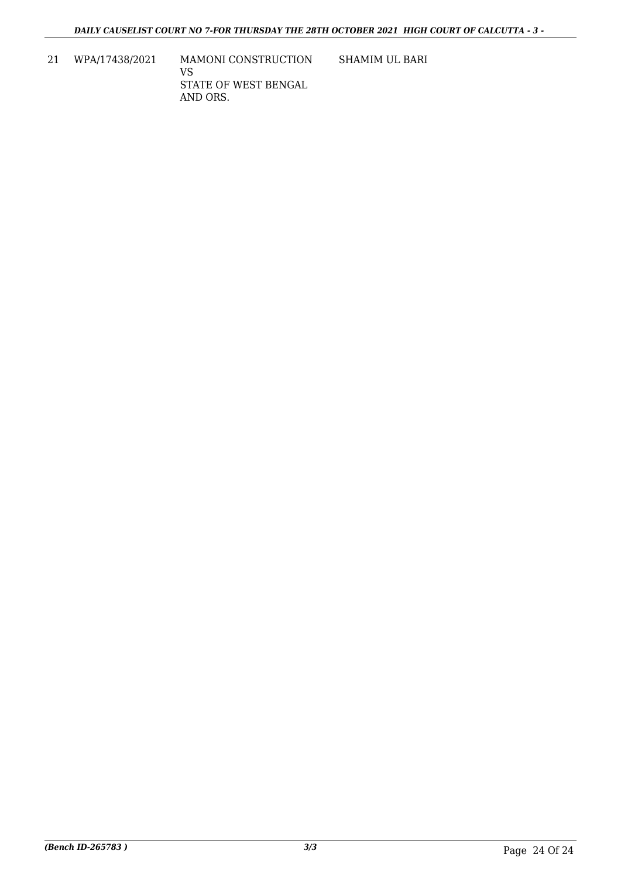| | | | |
|---|---|---|---|
| 21 | WPA/17438/2021 | MAMONI CONSTRUCTION<br>VS<br>STATE OF WEST BENGAL<br>AND ORS. | SHAMIM UL BARI |